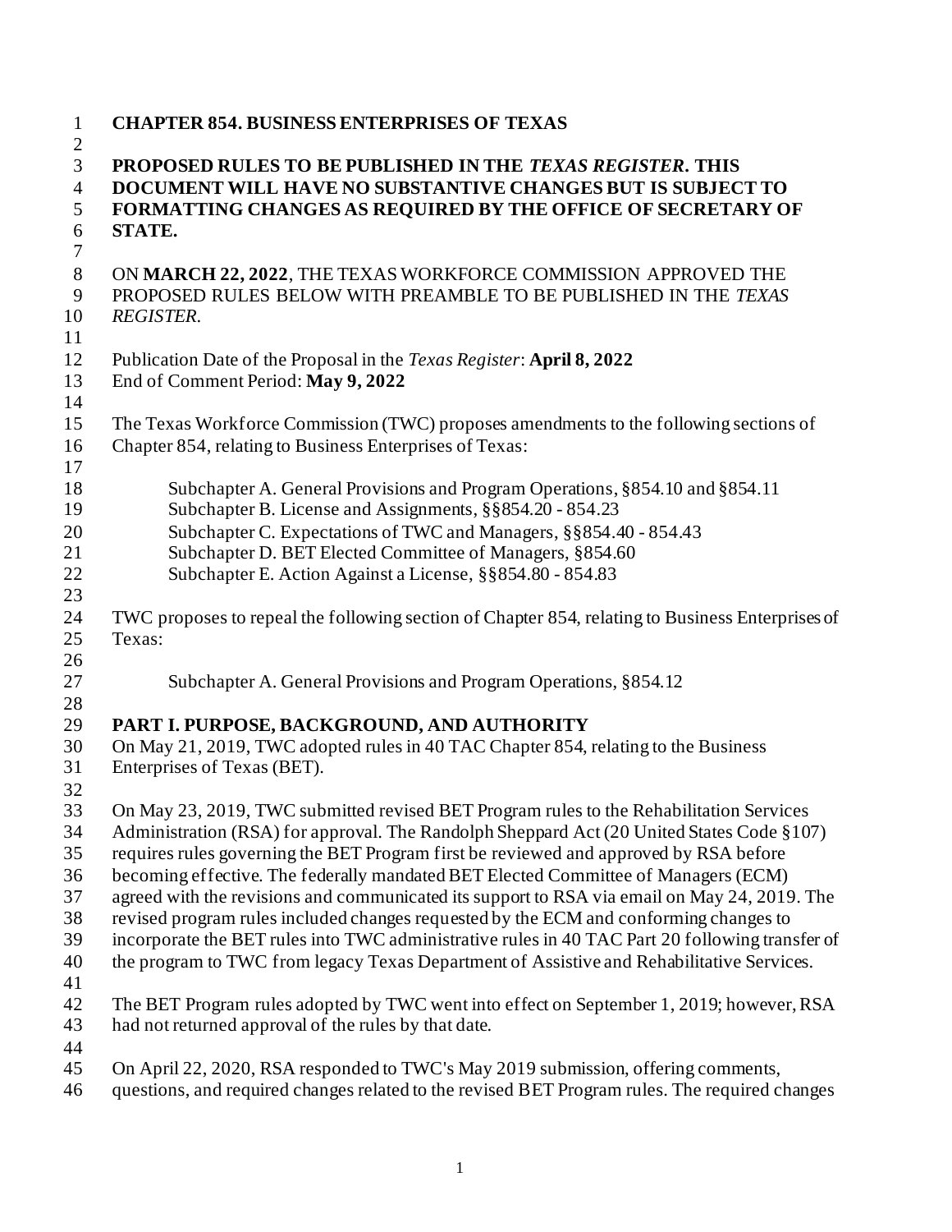**CHAPTER 854. BUSINESS ENTERPRISES OF TEXAS**

**PROPOSED RULES TO BE PUBLISHED IN THE *TEXAS REGISTER*. THIS DOCUMENT WILL HAVE NO SUBSTANTIVE CHANGES BUT IS SUBJECT TO FORMATTING CHANGES AS REQUIRED BY THE OFFICE OF SECRETARY OF STATE.**

ON **MARCH 22, 2022**, THE TEXAS WORKFORCE COMMISSION APPROVED THE PROPOSED RULES BELOW WITH PREAMBLE TO BE PUBLISHED IN THE *TEXAS REGISTER*.

Publication Date of the Proposal in the *Texas Register*: **April 8, 2022**
End of Comment Period: **May 9, 2022**

The Texas Workforce Commission (TWC) proposes amendments to the following sections of Chapter 854, relating to Business Enterprises of Texas:

Subchapter A. General Provisions and Program Operations, §854.10 and §854.11
Subchapter B. License and Assignments, §§854.20 - 854.23
Subchapter C. Expectations of TWC and Managers, §§854.40 - 854.43
Subchapter D. BET Elected Committee of Managers, §854.60
Subchapter E. Action Against a License, §§854.80 - 854.83

TWC proposes to repeal the following section of Chapter 854, relating to Business Enterprises of Texas:

Subchapter A. General Provisions and Program Operations, §854.12

## PART I. PURPOSE, BACKGROUND, AND AUTHORITY

On May 21, 2019, TWC adopted rules in 40 TAC Chapter 854, relating to the Business Enterprises of Texas (BET).

On May 23, 2019, TWC submitted revised BET Program rules to the Rehabilitation Services Administration (RSA) for approval. The Randolph Sheppard Act (20 United States Code §107) requires rules governing the BET Program first be reviewed and approved by RSA before becoming effective. The federally mandated BET Elected Committee of Managers (ECM) agreed with the revisions and communicated its support to RSA via email on May 24, 2019. The revised program rules included changes requested by the ECM and conforming changes to incorporate the BET rules into TWC administrative rules in 40 TAC Part 20 following transfer of the program to TWC from legacy Texas Department of Assistive and Rehabilitative Services.

The BET Program rules adopted by TWC went into effect on September 1, 2019; however, RSA had not returned approval of the rules by that date.

On April 22, 2020, RSA responded to TWC's May 2019 submission, offering comments, questions, and required changes related to the revised BET Program rules. The required changes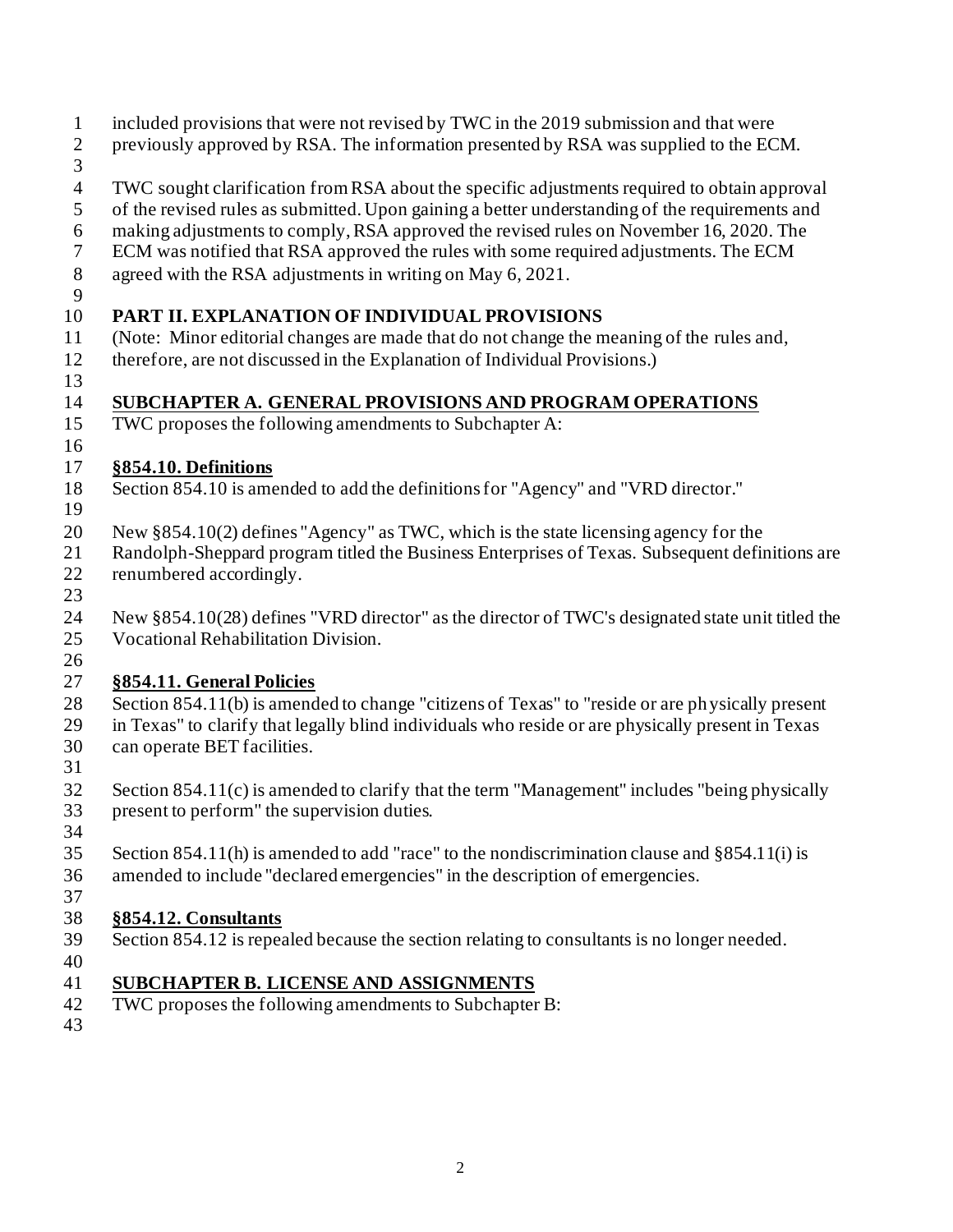included provisions that were not revised by TWC in the 2019 submission and that were previously approved by RSA. The information presented by RSA was supplied to the ECM.

TWC sought clarification from RSA about the specific adjustments required to obtain approval of the revised rules as submitted. Upon gaining a better understanding of the requirements and making adjustments to comply, RSA approved the revised rules on November 16, 2020. The ECM was notified that RSA approved the rules with some required adjustments. The ECM agreed with the RSA adjustments in writing on May 6, 2021.

## PART II. EXPLANATION OF INDIVIDUAL PROVISIONS

(Note: Minor editorial changes are made that do not change the meaning of the rules and, therefore, are not discussed in the Explanation of Individual Provisions.)

## SUBCHAPTER A. GENERAL PROVISIONS AND PROGRAM OPERATIONS

TWC proposes the following amendments to Subchapter A:

### §854.10. Definitions

Section 854.10 is amended to add the definitions for "Agency" and "VRD director."

New §854.10(2) defines "Agency" as TWC, which is the state licensing agency for the Randolph-Sheppard program titled the Business Enterprises of Texas. Subsequent definitions are renumbered accordingly.

New §854.10(28) defines "VRD director" as the director of TWC's designated state unit titled the Vocational Rehabilitation Division.

### §854.11. General Policies

Section 854.11(b) is amended to change "citizens of Texas" to "reside or are physically present in Texas" to clarify that legally blind individuals who reside or are physically present in Texas can operate BET facilities.

Section 854.11(c) is amended to clarify that the term "Management" includes "being physically present to perform" the supervision duties.

Section 854.11(h) is amended to add "race" to the nondiscrimination clause and §854.11(i) is amended to include "declared emergencies" in the description of emergencies.

### §854.12. Consultants

Section 854.12 is repealed because the section relating to consultants is no longer needed.

## SUBCHAPTER B. LICENSE AND ASSIGNMENTS

TWC proposes the following amendments to Subchapter B: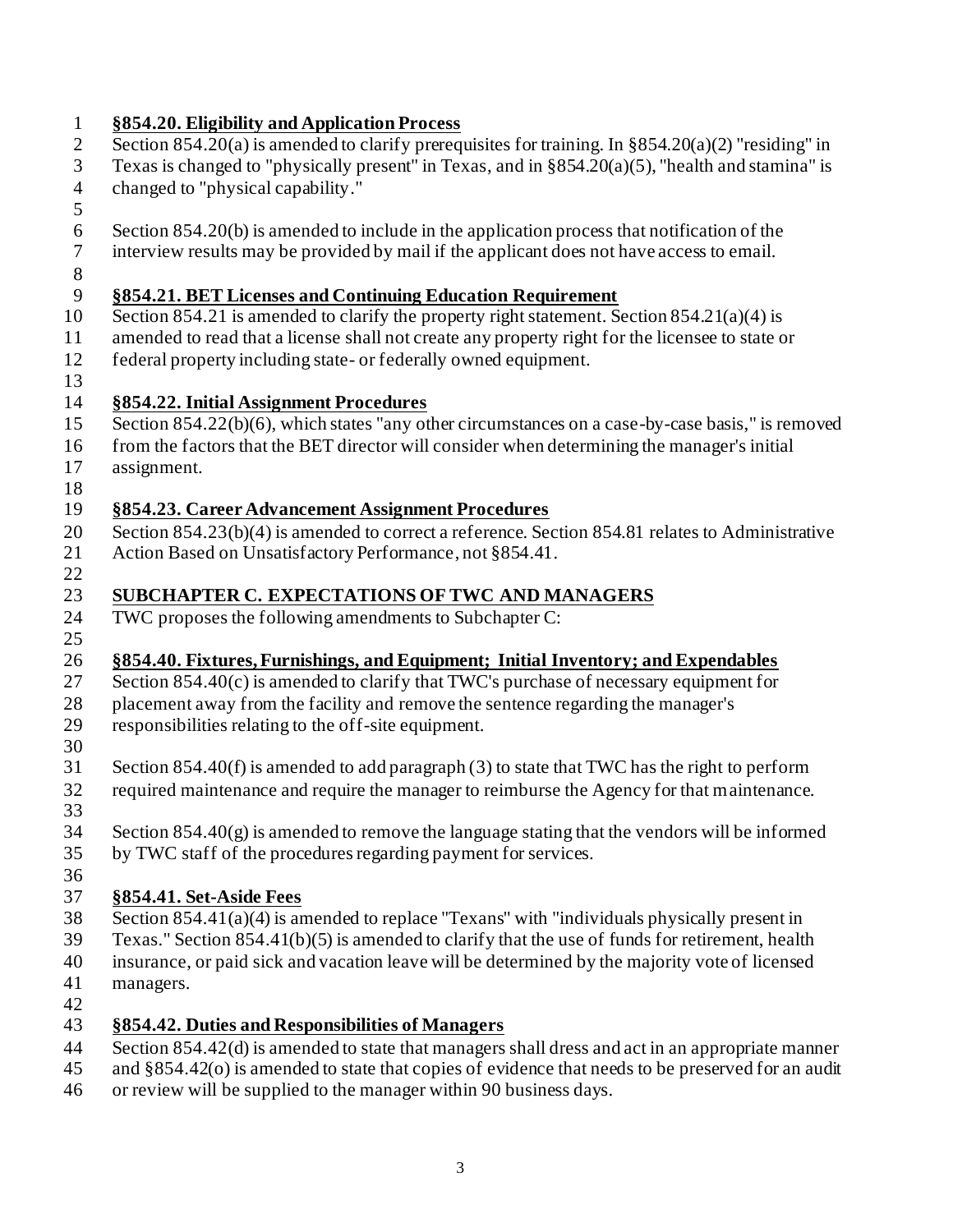**§854.20. Eligibility and Application Process**

Section 854.20(a) is amended to clarify prerequisites for training. In §854.20(a)(2) "residing" in Texas is changed to "physically present" in Texas, and in §854.20(a)(5), "health and stamina" is changed to "physical capability."

Section 854.20(b) is amended to include in the application process that notification of the interview results may be provided by mail if the applicant does not have access to email.

**§854.21. BET Licenses and Continuing Education Requirement**

Section 854.21 is amended to clarify the property right statement. Section 854.21(a)(4) is amended to read that a license shall not create any property right for the licensee to state or federal property including state- or federally owned equipment.

**§854.22. Initial Assignment Procedures**

Section 854.22(b)(6), which states "any other circumstances on a case-by-case basis," is removed from the factors that the BET director will consider when determining the manager's initial assignment.

**§854.23. Career Advancement Assignment Procedures**

Section 854.23(b)(4) is amended to correct a reference. Section 854.81 relates to Administrative Action Based on Unsatisfactory Performance, not §854.41.

## SUBCHAPTER C. EXPECTATIONS OF TWC AND MANAGERS

TWC proposes the following amendments to Subchapter C:

**§854.40. Fixtures, Furnishings, and Equipment; Initial Inventory; and Expendables**

Section 854.40(c) is amended to clarify that TWC's purchase of necessary equipment for placement away from the facility and remove the sentence regarding the manager's responsibilities relating to the off-site equipment.

Section 854.40(f) is amended to add paragraph (3) to state that TWC has the right to perform required maintenance and require the manager to reimburse the Agency for that maintenance.

Section 854.40(g) is amended to remove the language stating that the vendors will be informed by TWC staff of the procedures regarding payment for services.

**§854.41. Set-Aside Fees**

Section 854.41(a)(4) is amended to replace "Texans" with "individuals physically present in Texas." Section 854.41(b)(5) is amended to clarify that the use of funds for retirement, health insurance, or paid sick and vacation leave will be determined by the majority vote of licensed managers.

**§854.42. Duties and Responsibilities of Managers**

Section 854.42(d) is amended to state that managers shall dress and act in an appropriate manner and §854.42(o) is amended to state that copies of evidence that needs to be preserved for an audit or review will be supplied to the manager within 90 business days.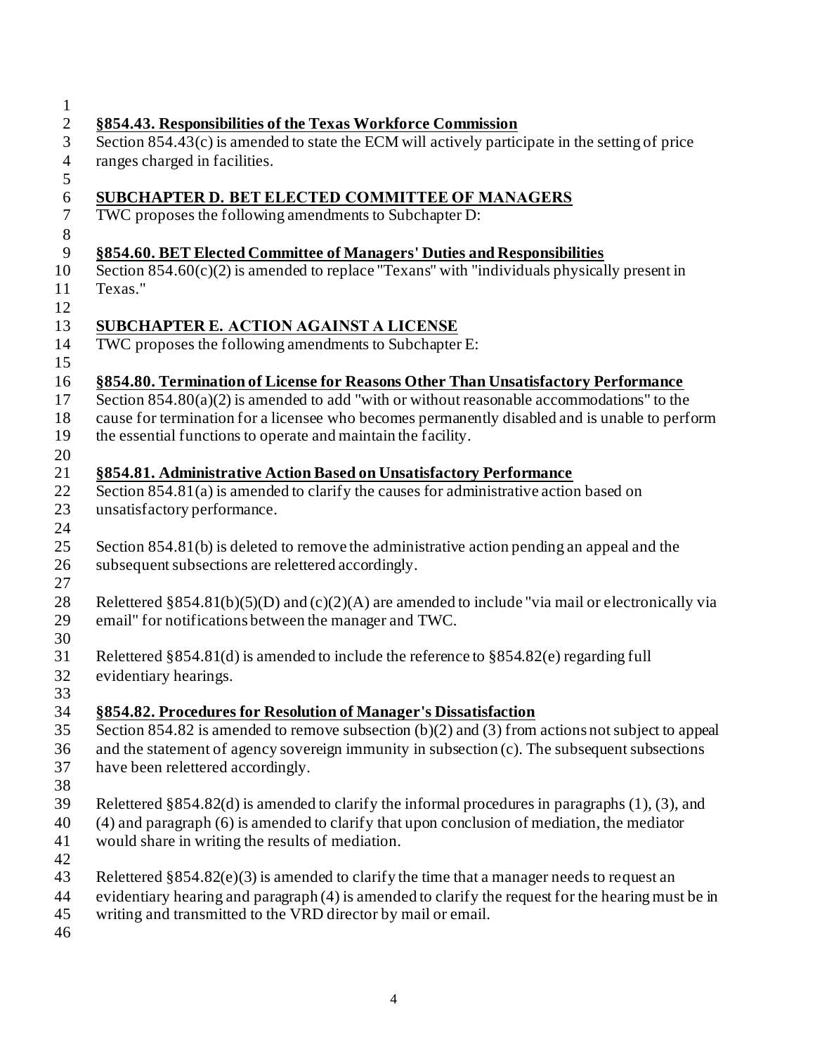**§854.43. Responsibilities of the Texas Workforce Commission**

Section 854.43(c) is amended to state the ECM will actively participate in the setting of price ranges charged in facilities.

**SUBCHAPTER D. BET ELECTED COMMITTEE OF MANAGERS**

TWC proposes the following amendments to Subchapter D:

**§854.60. BET Elected Committee of Managers' Duties and Responsibilities**

Section 854.60(c)(2) is amended to replace "Texans" with "individuals physically present in Texas."

**SUBCHAPTER E. ACTION AGAINST A LICENSE**

TWC proposes the following amendments to Subchapter E:

**§854.80. Termination of License for Reasons Other Than Unsatisfactory Performance**

Section 854.80(a)(2) is amended to add "with or without reasonable accommodations" to the cause for termination for a licensee who becomes permanently disabled and is unable to perform the essential functions to operate and maintain the facility.

**§854.81. Administrative Action Based on Unsatisfactory Performance**

Section 854.81(a) is amended to clarify the causes for administrative action based on unsatisfactory performance.

Section 854.81(b) is deleted to remove the administrative action pending an appeal and the subsequent subsections are relettered accordingly.

Relettered §854.81(b)(5)(D) and (c)(2)(A) are amended to include "via mail or electronically via email" for notifications between the manager and TWC.

Relettered §854.81(d) is amended to include the reference to §854.82(e) regarding full evidentiary hearings.

**§854.82. Procedures for Resolution of Manager's Dissatisfaction**

Section 854.82 is amended to remove subsection (b)(2) and (3) from actions not subject to appeal and the statement of agency sovereign immunity in subsection (c). The subsequent subsections have been relettered accordingly.

Relettered §854.82(d) is amended to clarify the informal procedures in paragraphs (1), (3), and (4) and paragraph (6) is amended to clarify that upon conclusion of mediation, the mediator would share in writing the results of mediation.

Relettered §854.82(e)(3) is amended to clarify the time that a manager needs to request an evidentiary hearing and paragraph (4) is amended to clarify the request for the hearing must be in writing and transmitted to the VRD director by mail or email.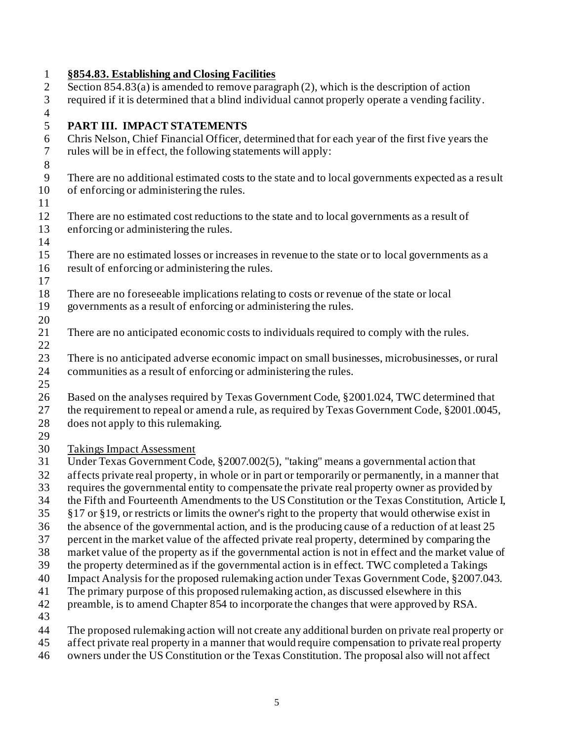**<u>§854.83. Establishing and Closing Facilities</u>**

Section 854.83(a) is amended to remove paragraph (2), which is the description of action required if it is determined that a blind individual cannot properly operate a vending facility.

## PART III. IMPACT STATEMENTS

Chris Nelson, Chief Financial Officer, determined that for each year of the first five years the rules will be in effect, the following statements will apply:

There are no additional estimated costs to the state and to local governments expected as a result of enforcing or administering the rules.

There are no estimated cost reductions to the state and to local governments as a result of enforcing or administering the rules.

There are no estimated losses or increases in revenue to the state or to local governments as a result of enforcing or administering the rules.

There are no foreseeable implications relating to costs or revenue of the state or local governments as a result of enforcing or administering the rules.

There are no anticipated economic costs to individuals required to comply with the rules.

There is no anticipated adverse economic impact on small businesses, microbusinesses, or rural communities as a result of enforcing or administering the rules.

Based on the analyses required by Texas Government Code, §2001.024, TWC determined that the requirement to repeal or amend a rule, as required by Texas Government Code, §2001.0045, does not apply to this rulemaking.

<u>Takings Impact Assessment</u>

Under Texas Government Code, §2007.002(5), "taking" means a governmental action that affects private real property, in whole or in part or temporarily or permanently, in a manner that requires the governmental entity to compensate the private real property owner as provided by the Fifth and Fourteenth Amendments to the US Constitution or the Texas Constitution, Article I, §17 or §19, or restricts or limits the owner's right to the property that would otherwise exist in the absence of the governmental action, and is the producing cause of a reduction of at least 25 percent in the market value of the affected private real property, determined by comparing the market value of the property as if the governmental action is not in effect and the market value of the property determined as if the governmental action is in effect. TWC completed a Takings Impact Analysis for the proposed rulemaking action under Texas Government Code, §2007.043. The primary purpose of this proposed rulemaking action, as discussed elsewhere in this preamble, is to amend Chapter 854 to incorporate the changes that were approved by RSA.

The proposed rulemaking action will not create any additional burden on private real property or affect private real property in a manner that would require compensation to private real property owners under the US Constitution or the Texas Constitution. The proposal also will not affect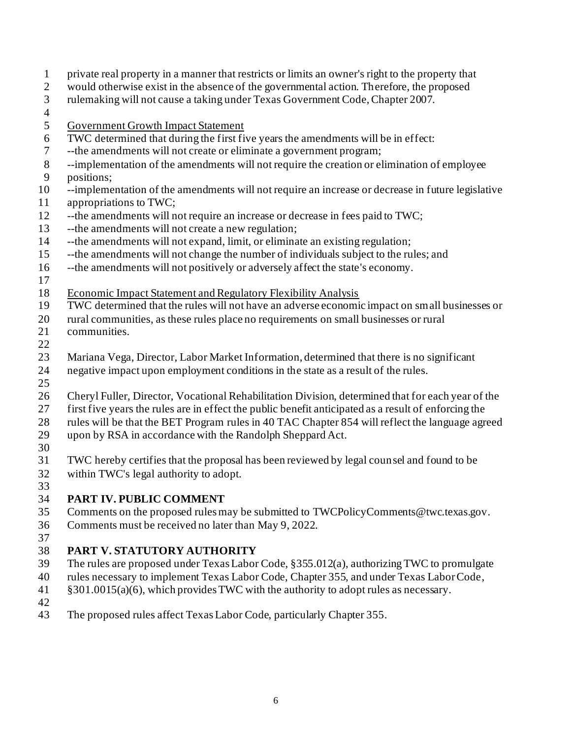private real property in a manner that restricts or limits an owner's right to the property that would otherwise exist in the absence of the governmental action. Therefore, the proposed rulemaking will not cause a taking under Texas Government Code, Chapter 2007.

Government Growth Impact Statement

TWC determined that during the first five years the amendments will be in effect:

--the amendments will not create or eliminate a government program;

--implementation of the amendments will not require the creation or elimination of employee positions;

--implementation of the amendments will not require an increase or decrease in future legislative appropriations to TWC;

--the amendments will not require an increase or decrease in fees paid to TWC;

--the amendments will not create a new regulation;

--the amendments will not expand, limit, or eliminate an existing regulation;

--the amendments will not change the number of individuals subject to the rules; and

--the amendments will not positively or adversely affect the state's economy.

Economic Impact Statement and Regulatory Flexibility Analysis

TWC determined that the rules will not have an adverse economic impact on small businesses or rural communities, as these rules place no requirements on small businesses or rural communities.

Mariana Vega, Director, Labor Market Information, determined that there is no significant negative impact upon employment conditions in the state as a result of the rules.

Cheryl Fuller, Director, Vocational Rehabilitation Division, determined that for each year of the first five years the rules are in effect the public benefit anticipated as a result of enforcing the rules will be that the BET Program rules in 40 TAC Chapter 854 will reflect the language agreed upon by RSA in accordance with the Randolph Sheppard Act.

TWC hereby certifies that the proposal has been reviewed by legal counsel and found to be within TWC's legal authority to adopt.

## PART IV. PUBLIC COMMENT

Comments on the proposed rules may be submitted to TWCPolicyComments@twc.texas.gov. Comments must be received no later than May 9, 2022.

## PART V. STATUTORY AUTHORITY

The rules are proposed under Texas Labor Code, §355.012(a), authorizing TWC to promulgate rules necessary to implement Texas Labor Code, Chapter 355, and under Texas Labor Code, §301.0015(a)(6), which provides TWC with the authority to adopt rules as necessary.

The proposed rules affect Texas Labor Code, particularly Chapter 355.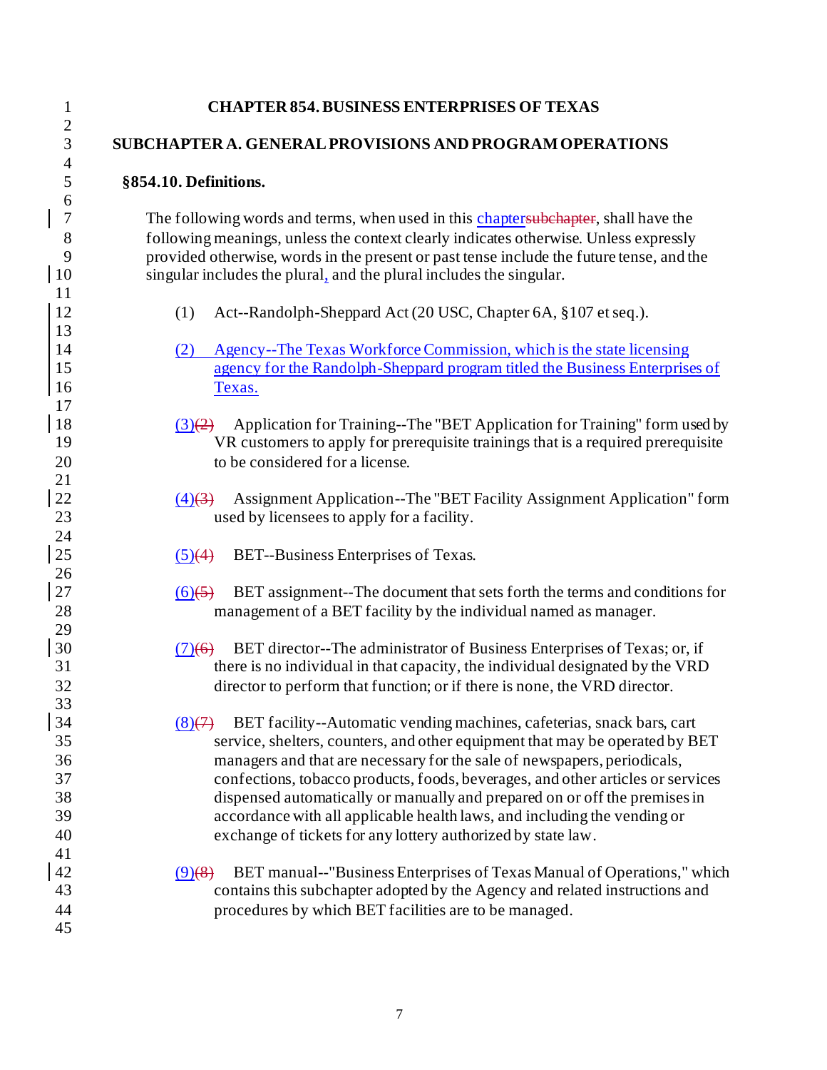# CHAPTER 854. BUSINESS ENTERPRISES OF TEXAS

## SUBCHAPTER A. GENERAL PROVISIONS AND PROGRAM OPERATIONS

### §854.10. Definitions.

The following words and terms, when used in this ~~subchapter~~ chapter, shall have the following meanings, unless the context clearly indicates otherwise. Unless expressly provided otherwise, words in the present or past tense include the future tense, and the singular includes the plural, and the plural includes the singular.

(1) Act--Randolph-Sheppard Act (20 USC, Chapter 6A, §107 et seq.).

(2) Agency--The Texas Workforce Commission, which is the state licensing agency for the Randolph-Sheppard program titled the Business Enterprises of Texas.

(3)~~(2)~~ Application for Training--The "BET Application for Training" form used by VR customers to apply for prerequisite trainings that is a required prerequisite to be considered for a license.

(4)~~(3)~~ Assignment Application--The "BET Facility Assignment Application" form used by licensees to apply for a facility.

(5)~~(4)~~ BET--Business Enterprises of Texas.

(6)~~(5)~~ BET assignment--The document that sets forth the terms and conditions for management of a BET facility by the individual named as manager.

(7)~~(6)~~ BET director--The administrator of Business Enterprises of Texas; or, if there is no individual in that capacity, the individual designated by the VRD director to perform that function; or if there is none, the VRD director.

(8)~~(7)~~ BET facility--Automatic vending machines, cafeterias, snack bars, cart service, shelters, counters, and other equipment that may be operated by BET managers and that are necessary for the sale of newspapers, periodicals, confections, tobacco products, foods, beverages, and other articles or services dispensed automatically or manually and prepared on or off the premises in accordance with all applicable health laws, and including the vending or exchange of tickets for any lottery authorized by state law.

(9)~~(8)~~ BET manual--"Business Enterprises of Texas Manual of Operations," which contains this subchapter adopted by the Agency and related instructions and procedures by which BET facilities are to be managed.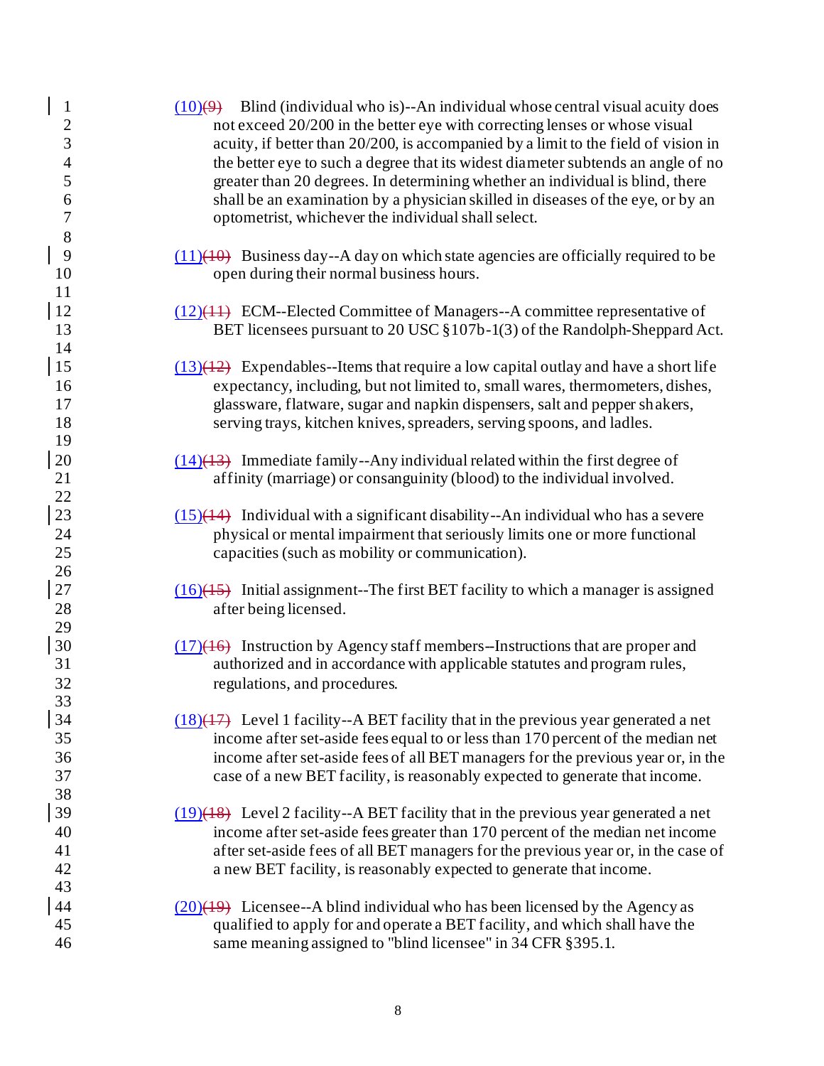(10)~~(9)~~ Blind (individual who is)--An individual whose central visual acuity does not exceed 20/200 in the better eye with correcting lenses or whose visual acuity, if better than 20/200, is accompanied by a limit to the field of vision in the better eye to such a degree that its widest diameter subtends an angle of no greater than 20 degrees. In determining whether an individual is blind, there shall be an examination by a physician skilled in diseases of the eye, or by an optometrist, whichever the individual shall select.

(11)~~(10)~~ Business day--A day on which state agencies are officially required to be open during their normal business hours.

(12)~~(11)~~ ECM--Elected Committee of Managers--A committee representative of BET licensees pursuant to 20 USC §107b-1(3) of the Randolph-Sheppard Act.

(13)~~(12)~~ Expendables--Items that require a low capital outlay and have a short life expectancy, including, but not limited to, small wares, thermometers, dishes, glassware, flatware, sugar and napkin dispensers, salt and pepper shakers, serving trays, kitchen knives, spreaders, serving spoons, and ladles.

(14)~~(13)~~ Immediate family--Any individual related within the first degree of affinity (marriage) or consanguinity (blood) to the individual involved.

(15)~~(14)~~ Individual with a significant disability--An individual who has a severe physical or mental impairment that seriously limits one or more functional capacities (such as mobility or communication).

(16)~~(15)~~ Initial assignment--The first BET facility to which a manager is assigned after being licensed.

(17)~~(16)~~ Instruction by Agency staff members--Instructions that are proper and authorized and in accordance with applicable statutes and program rules, regulations, and procedures.

(18)~~(17)~~ Level 1 facility--A BET facility that in the previous year generated a net income after set-aside fees equal to or less than 170 percent of the median net income after set-aside fees of all BET managers for the previous year or, in the case of a new BET facility, is reasonably expected to generate that income.

(19)~~(18)~~ Level 2 facility--A BET facility that in the previous year generated a net income after set-aside fees greater than 170 percent of the median net income after set-aside fees of all BET managers for the previous year or, in the case of a new BET facility, is reasonably expected to generate that income.

(20)~~(19)~~ Licensee--A blind individual who has been licensed by the Agency as qualified to apply for and operate a BET facility, and which shall have the same meaning assigned to "blind licensee" in 34 CFR §395.1.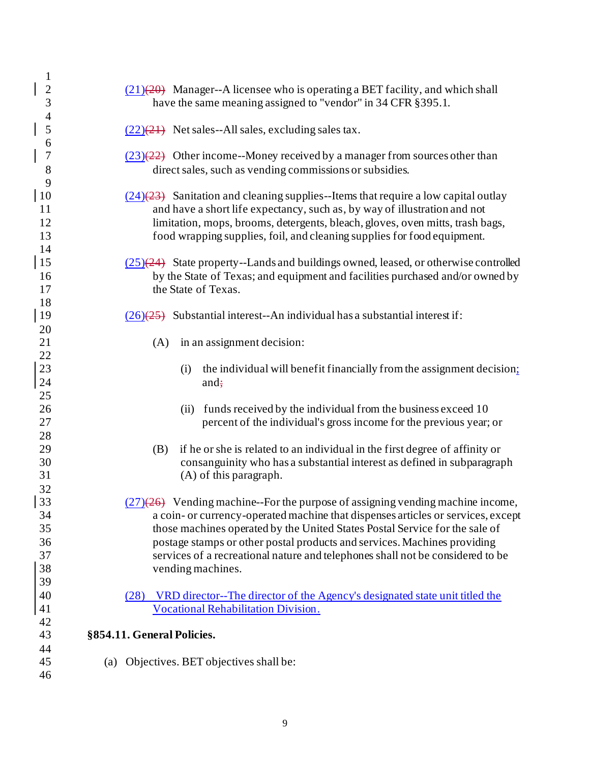(21)(20) Manager--A licensee who is operating a BET facility, and which shall have the same meaning assigned to "vendor" in 34 CFR §395.1.

(22)(21) Net sales--All sales, excluding sales tax.

(23)(22) Other income--Money received by a manager from sources other than direct sales, such as vending commissions or subsidies.

(24)(23) Sanitation and cleaning supplies--Items that require a low capital outlay and have a short life expectancy, such as, by way of illustration and not limitation, mops, brooms, detergents, bleach, gloves, oven mitts, trash bags, food wrapping supplies, foil, and cleaning supplies for food equipment.

(25)(24) State property--Lands and buildings owned, leased, or otherwise controlled by the State of Texas; and equipment and facilities purchased and/or owned by the State of Texas.

(26)(25) Substantial interest--An individual has a substantial interest if:

(A) in an assignment decision:

(i) the individual will benefit financially from the assignment decision; and;

(ii) funds received by the individual from the business exceed 10 percent of the individual's gross income for the previous year; or

(B) if he or she is related to an individual in the first degree of affinity or consanguinity who has a substantial interest as defined in subparagraph (A) of this paragraph.

(27)(26) Vending machine--For the purpose of assigning vending machine income, a coin- or currency-operated machine that dispenses articles or services, except those machines operated by the United States Postal Service for the sale of postage stamps or other postal products and services. Machines providing services of a recreational nature and telephones shall not be considered to be vending machines.

(28) VRD director--The director of the Agency's designated state unit titled the Vocational Rehabilitation Division.

**§854.11. General Policies.**

(a) Objectives. BET objectives shall be: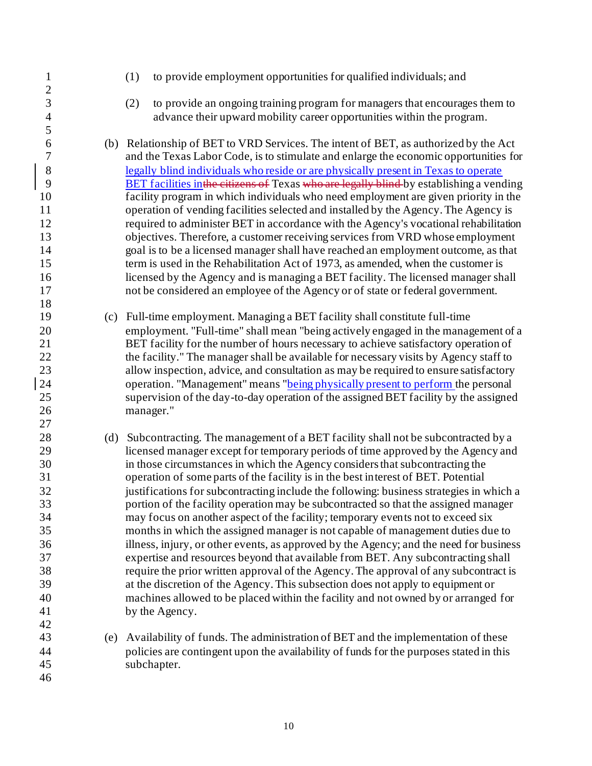(1) to provide employment opportunities for qualified individuals; and

(2) to provide an ongoing training program for managers that encourages them to advance their upward mobility career opportunities within the program.

(b) Relationship of BET to VRD Services. The intent of BET, as authorized by the Act and the Texas Labor Code, is to stimulate and enlarge the economic opportunities for legally blind individuals who reside or are physically present in Texas to operate BET facilities in~~the citizens of~~ Texas ~~who are legally blind~~ by establishing a vending facility program in which individuals who need employment are given priority in the operation of vending facilities selected and installed by the Agency. The Agency is required to administer BET in accordance with the Agency's vocational rehabilitation objectives. Therefore, a customer receiving services from VRD whose employment goal is to be a licensed manager shall have reached an employment outcome, as that term is used in the Rehabilitation Act of 1973, as amended, when the customer is licensed by the Agency and is managing a BET facility. The licensed manager shall not be considered an employee of the Agency or of state or federal government.

(c) Full-time employment. Managing a BET facility shall constitute full-time employment. "Full-time" shall mean "being actively engaged in the management of a BET facility for the number of hours necessary to achieve satisfactory operation of the facility." The manager shall be available for necessary visits by Agency staff to allow inspection, advice, and consultation as may be required to ensure satisfactory operation. "Management" means "being physically present to perform the personal supervision of the day-to-day operation of the assigned BET facility by the assigned manager."

(d) Subcontracting. The management of a BET facility shall not be subcontracted by a licensed manager except for temporary periods of time approved by the Agency and in those circumstances in which the Agency considers that subcontracting the operation of some parts of the facility is in the best interest of BET. Potential justifications for subcontracting include the following: business strategies in which a portion of the facility operation may be subcontracted so that the assigned manager may focus on another aspect of the facility; temporary events not to exceed six months in which the assigned manager is not capable of management duties due to illness, injury, or other events, as approved by the Agency; and the need for business expertise and resources beyond that available from BET. Any subcontracting shall require the prior written approval of the Agency. The approval of any subcontract is at the discretion of the Agency. This subsection does not apply to equipment or machines allowed to be placed within the facility and not owned by or arranged for by the Agency.

(e) Availability of funds. The administration of BET and the implementation of these policies are contingent upon the availability of funds for the purposes stated in this subchapter.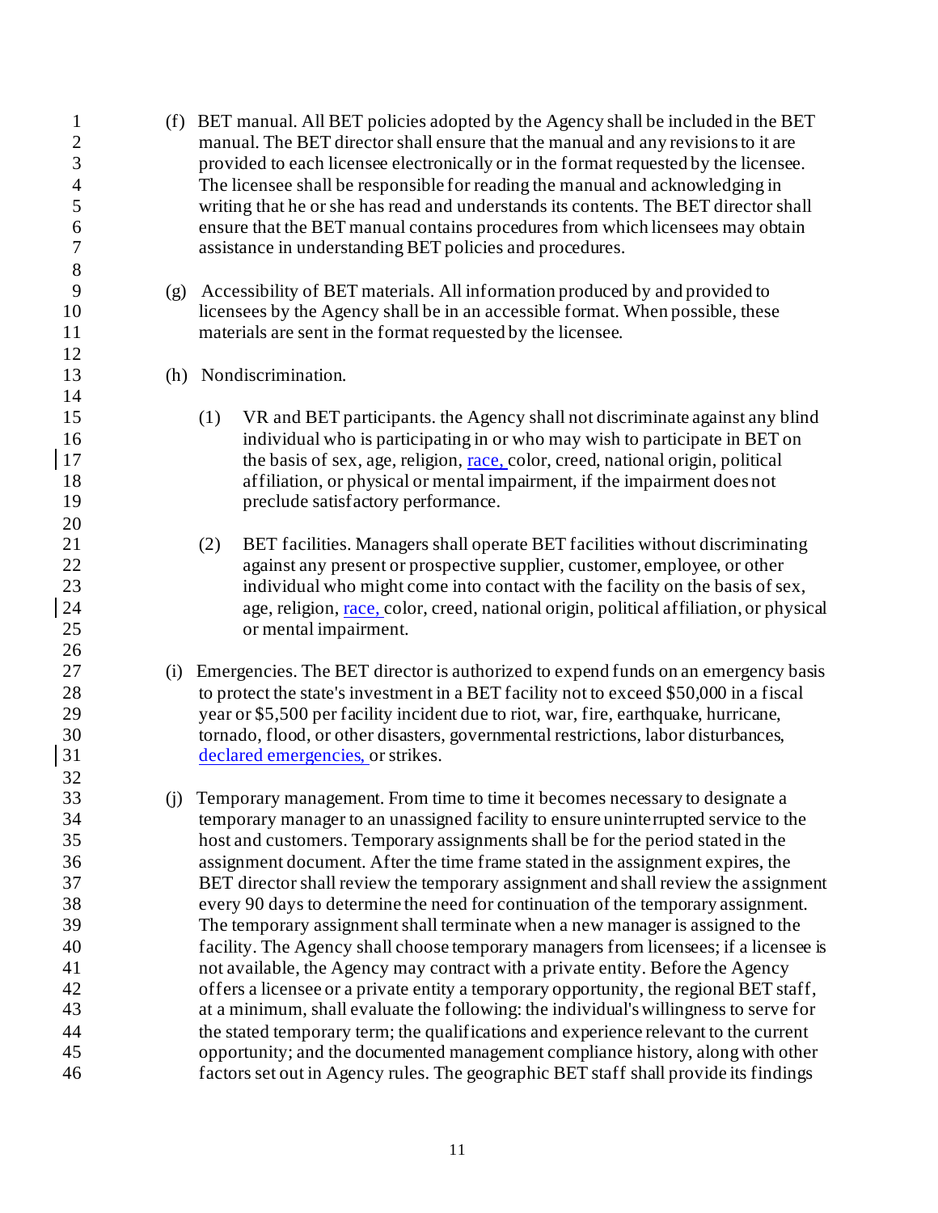(f) BET manual. All BET policies adopted by the Agency shall be included in the BET manual. The BET director shall ensure that the manual and any revisions to it are provided to each licensee electronically or in the format requested by the licensee. The licensee shall be responsible for reading the manual and acknowledging in writing that he or she has read and understands its contents. The BET director shall ensure that the BET manual contains procedures from which licensees may obtain assistance in understanding BET policies and procedures.

(g) Accessibility of BET materials. All information produced by and provided to licensees by the Agency shall be in an accessible format. When possible, these materials are sent in the format requested by the licensee.

(h) Nondiscrimination.

(1) VR and BET participants. the Agency shall not discriminate against any blind individual who is participating in or who may wish to participate in BET on the basis of sex, age, religion, race, color, creed, national origin, political affiliation, or physical or mental impairment, if the impairment does not preclude satisfactory performance.

(2) BET facilities. Managers shall operate BET facilities without discriminating against any present or prospective supplier, customer, employee, or other individual who might come into contact with the facility on the basis of sex, age, religion, race, color, creed, national origin, political affiliation, or physical or mental impairment.

(i) Emergencies. The BET director is authorized to expend funds on an emergency basis to protect the state's investment in a BET facility not to exceed $50,000 in a fiscal year or $5,500 per facility incident due to riot, war, fire, earthquake, hurricane, tornado, flood, or other disasters, governmental restrictions, labor disturbances, declared emergencies, or strikes.

(j) Temporary management. From time to time it becomes necessary to designate a temporary manager to an unassigned facility to ensure uninterrupted service to the host and customers. Temporary assignments shall be for the period stated in the assignment document. After the time frame stated in the assignment expires, the BET director shall review the temporary assignment and shall review the assignment every 90 days to determine the need for continuation of the temporary assignment. The temporary assignment shall terminate when a new manager is assigned to the facility. The Agency shall choose temporary managers from licensees; if a licensee is not available, the Agency may contract with a private entity. Before the Agency offers a licensee or a private entity a temporary opportunity, the regional BET staff, at a minimum, shall evaluate the following: the individual's willingness to serve for the stated temporary term; the qualifications and experience relevant to the current opportunity; and the documented management compliance history, along with other factors set out in Agency rules. The geographic BET staff shall provide its findings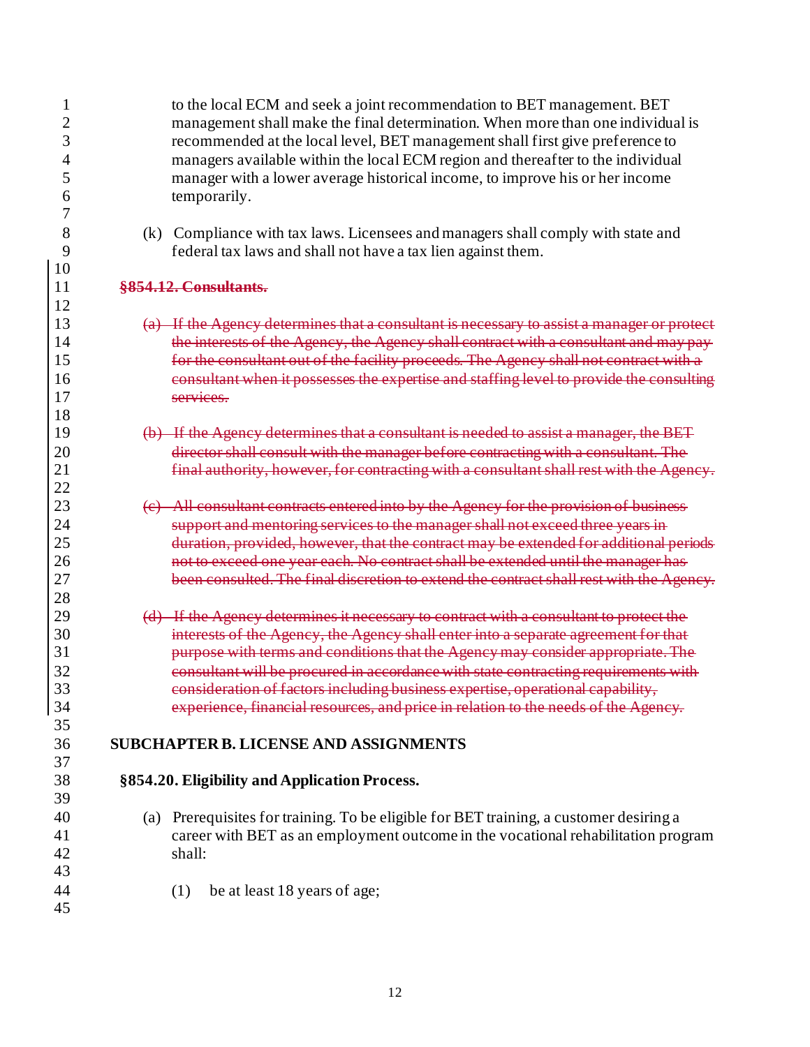to the local ECM and seek a joint recommendation to BET management. BET management shall make the final determination. When more than one individual is recommended at the local level, BET management shall first give preference to managers available within the local ECM region and thereafter to the individual manager with a lower average historical income, to improve his or her income temporarily.

(k) Compliance with tax laws. Licensees and managers shall comply with state and federal tax laws and shall not have a tax lien against them.

### ~~§854.12. Consultants.~~

~~(a) If the Agency determines that a consultant is necessary to assist a manager or protect the interests of the Agency, the Agency shall contract with a consultant and may pay for the consultant out of the facility proceeds. The Agency shall not contract with a consultant when it possesses the expertise and staffing level to provide the consulting services.~~

~~(b) If the Agency determines that a consultant is needed to assist a manager, the BET director shall consult with the manager before contracting with a consultant. The final authority, however, for contracting with a consultant shall rest with the Agency.~~

~~(c) All consultant contracts entered into by the Agency for the provision of business support and mentoring services to the manager shall not exceed three years in duration, provided, however, that the contract may be extended for additional periods not to exceed one year each. No contract shall be extended until the manager has been consulted. The final discretion to extend the contract shall rest with the Agency.~~

~~(d) If the Agency determines it necessary to contract with a consultant to protect the interests of the Agency, the Agency shall enter into a separate agreement for that purpose with terms and conditions that the Agency may consider appropriate. The consultant will be procured in accordance with state contracting requirements with consideration of factors including business expertise, operational capability, experience, financial resources, and price in relation to the needs of the Agency.~~

## SUBCHAPTER B. LICENSE AND ASSIGNMENTS

### §854.20. Eligibility and Application Process.

(a) Prerequisites for training. To be eligible for BET training, a customer desiring a career with BET as an employment outcome in the vocational rehabilitation program shall:

(1) be at least 18 years of age;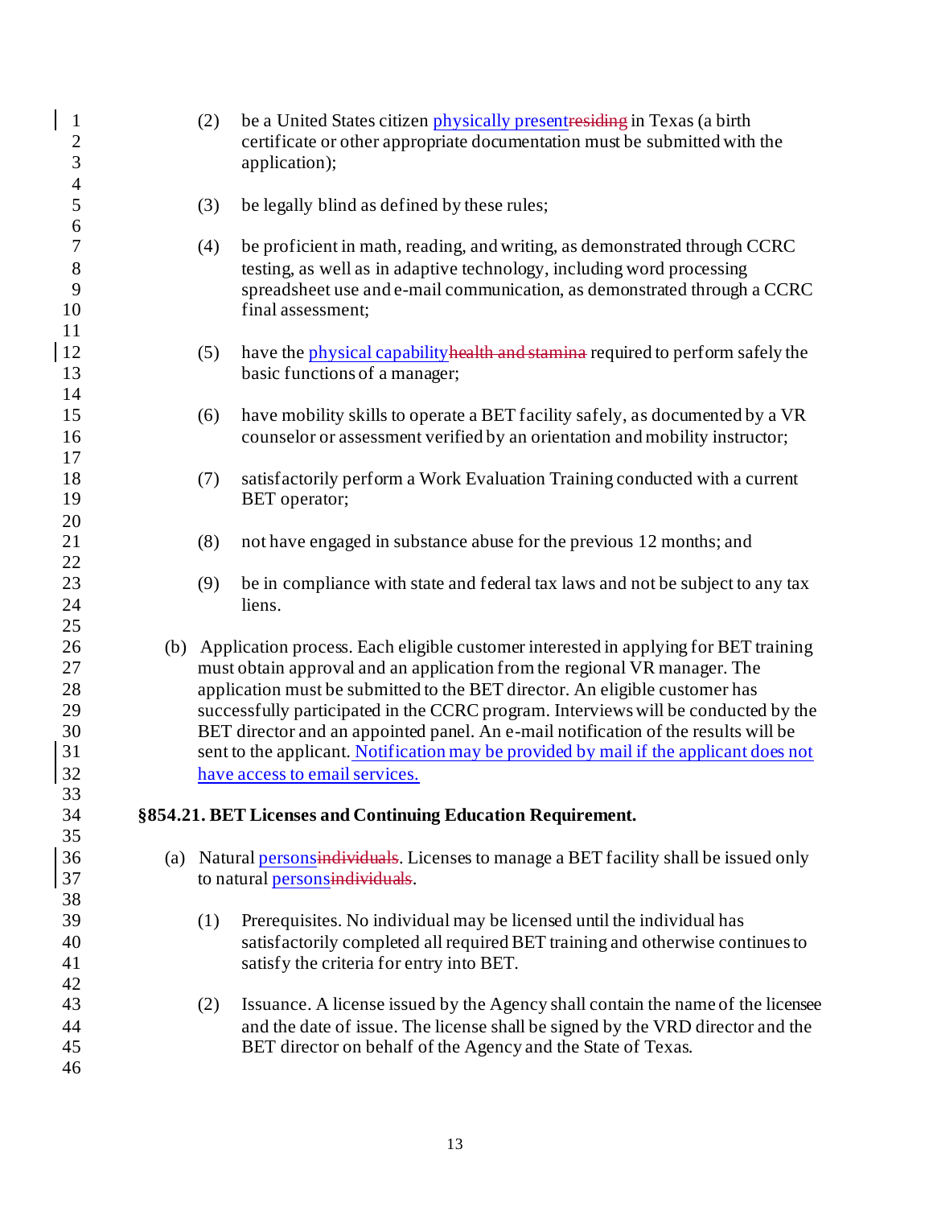(2) be a United States citizen physically presentresiding in Texas (a birth certificate or other appropriate documentation must be submitted with the application);

(3) be legally blind as defined by these rules;

(4) be proficient in math, reading, and writing, as demonstrated through CCRC testing, as well as in adaptive technology, including word processing spreadsheet use and e-mail communication, as demonstrated through a CCRC final assessment;

(5) have the physical capabilityhealth and stamina required to perform safely the basic functions of a manager;

(6) have mobility skills to operate a BET facility safely, as documented by a VR counselor or assessment verified by an orientation and mobility instructor;

(7) satisfactorily perform a Work Evaluation Training conducted with a current BET operator;

(8) not have engaged in substance abuse for the previous 12 months; and

(9) be in compliance with state and federal tax laws and not be subject to any tax liens.

(b) Application process. Each eligible customer interested in applying for BET training must obtain approval and an application from the regional VR manager. The application must be submitted to the BET director. An eligible customer has successfully participated in the CCRC program. Interviews will be conducted by the BET director and an appointed panel. An e-mail notification of the results will be sent to the applicant. Notification may be provided by mail if the applicant does not have access to email services.

**§854.21. BET Licenses and Continuing Education Requirement.**

(a) Natural personsindividuals. Licenses to manage a BET facility shall be issued only to natural personsindividuals.

(1) Prerequisites. No individual may be licensed until the individual has satisfactorily completed all required BET training and otherwise continues to satisfy the criteria for entry into BET.

(2) Issuance. A license issued by the Agency shall contain the name of the licensee and the date of issue. The license shall be signed by the VRD director and the BET director on behalf of the Agency and the State of Texas.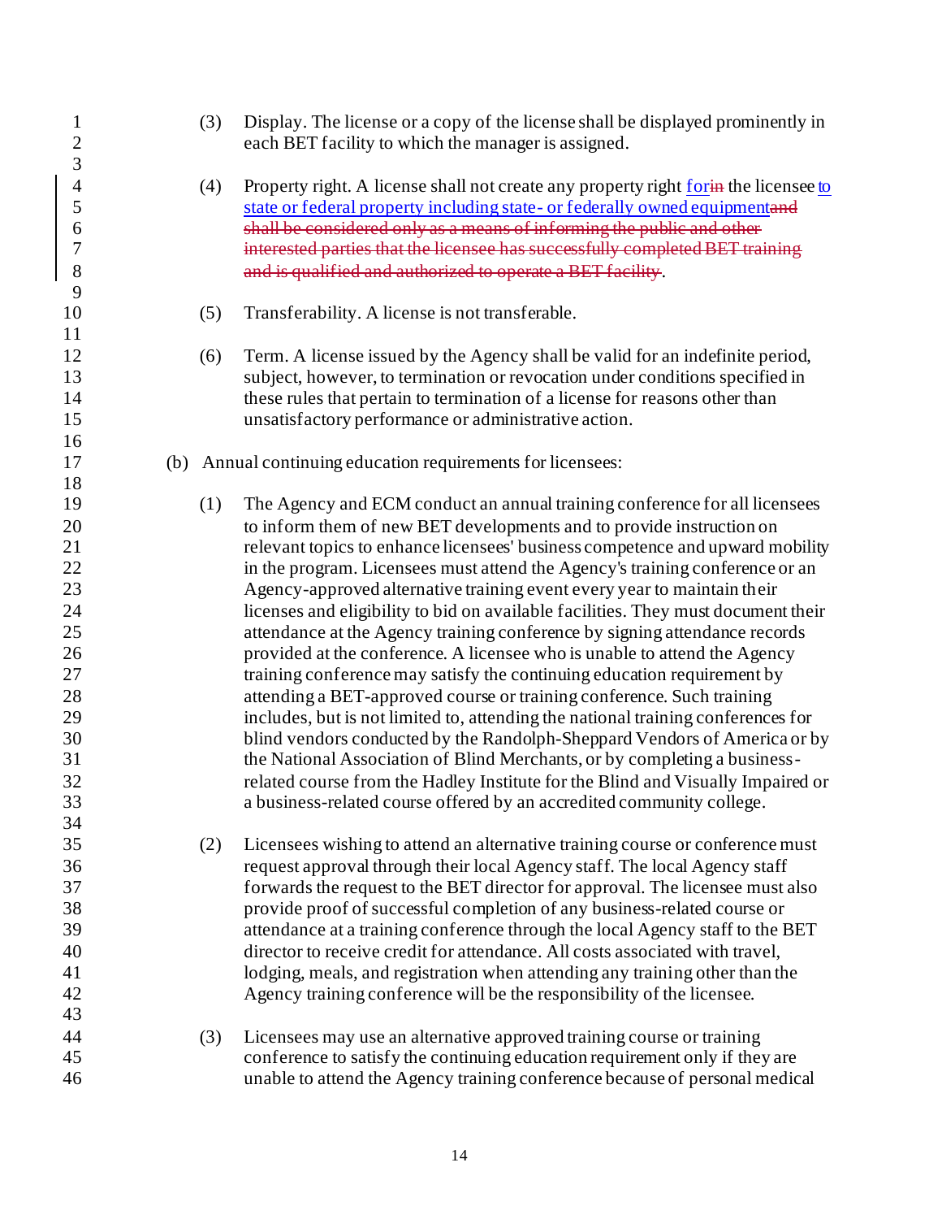(3) Display. The license or a copy of the license shall be displayed prominently in each BET facility to which the manager is assigned.

(4) Property right. A license shall not create any property right for~~in~~ the licensee to state or federal property including state- or federally owned equipment~~and shall be considered only as a means of informing the public and other interested parties that the licensee has successfully completed BET training and is qualified and authorized to operate a BET facility~~.

(5) Transferability. A license is not transferable.

(6) Term. A license issued by the Agency shall be valid for an indefinite period, subject, however, to termination or revocation under conditions specified in these rules that pertain to termination of a license for reasons other than unsatisfactory performance or administrative action.

(b) Annual continuing education requirements for licensees:

(1) The Agency and ECM conduct an annual training conference for all licensees to inform them of new BET developments and to provide instruction on relevant topics to enhance licensees' business competence and upward mobility in the program. Licensees must attend the Agency's training conference or an Agency-approved alternative training event every year to maintain their licenses and eligibility to bid on available facilities. They must document their attendance at the Agency training conference by signing attendance records provided at the conference. A licensee who is unable to attend the Agency training conference may satisfy the continuing education requirement by attending a BET-approved course or training conference. Such training includes, but is not limited to, attending the national training conferences for blind vendors conducted by the Randolph-Sheppard Vendors of America or by the National Association of Blind Merchants, or by completing a business-related course from the Hadley Institute for the Blind and Visually Impaired or a business-related course offered by an accredited community college.

(2) Licensees wishing to attend an alternative training course or conference must request approval through their local Agency staff. The local Agency staff forwards the request to the BET director for approval. The licensee must also provide proof of successful completion of any business-related course or attendance at a training conference through the local Agency staff to the BET director to receive credit for attendance. All costs associated with travel, lodging, meals, and registration when attending any training other than the Agency training conference will be the responsibility of the licensee.

(3) Licensees may use an alternative approved training course or training conference to satisfy the continuing education requirement only if they are unable to attend the Agency training conference because of personal medical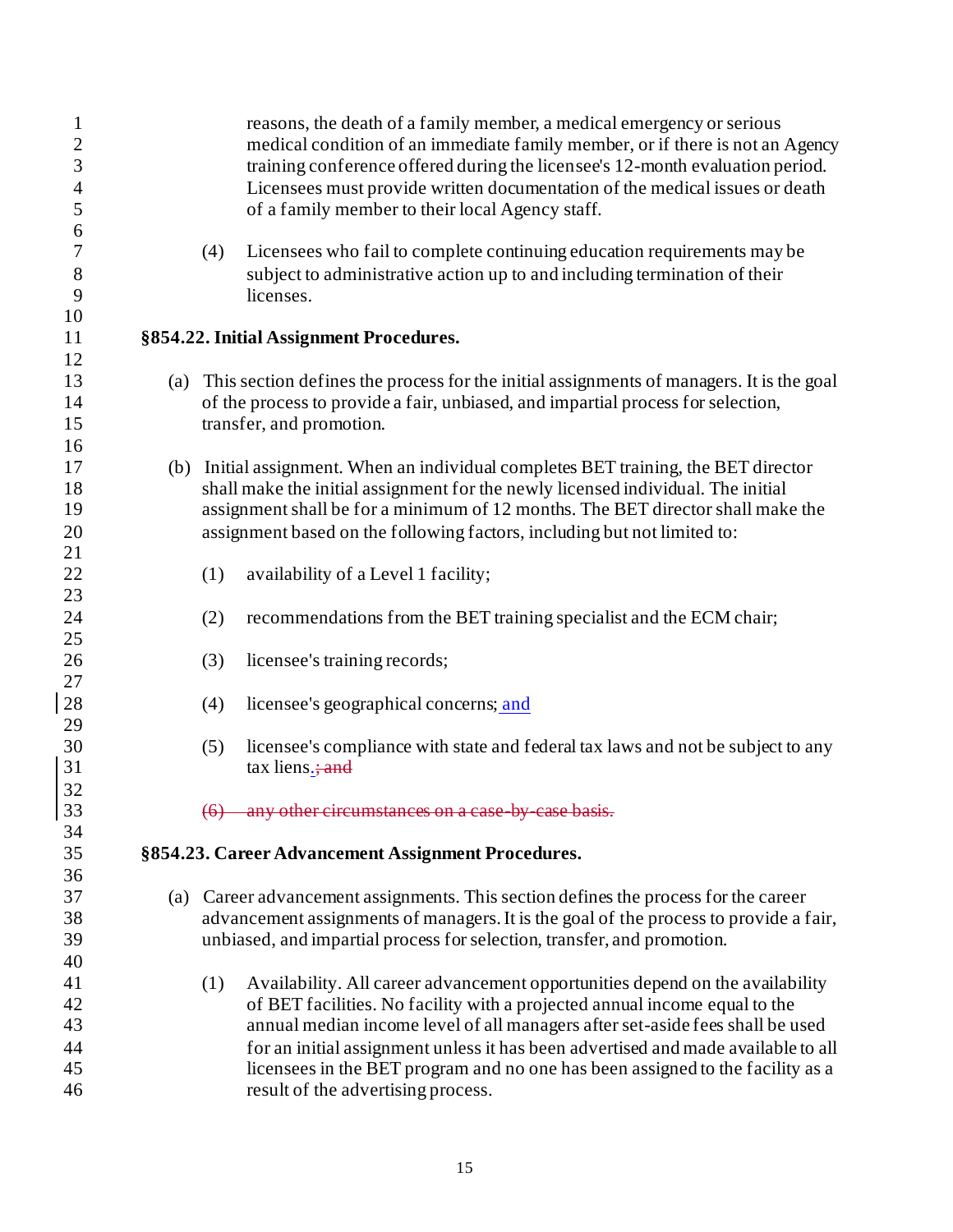reasons, the death of a family member, a medical emergency or serious medical condition of an immediate family member, or if there is not an Agency training conference offered during the licensee's 12-month evaluation period. Licensees must provide written documentation of the medical issues or death of a family member to their local Agency staff.

(4) Licensees who fail to complete continuing education requirements may be subject to administrative action up to and including termination of their licenses.

**§854.22. Initial Assignment Procedures.**

(a) This section defines the process for the initial assignments of managers. It is the goal of the process to provide a fair, unbiased, and impartial process for selection, transfer, and promotion.

(b) Initial assignment. When an individual completes BET training, the BET director shall make the initial assignment for the newly licensed individual. The initial assignment shall be for a minimum of 12 months. The BET director shall make the assignment based on the following factors, including but not limited to:

(1) availability of a Level 1 facility;

(2) recommendations from the BET training specialist and the ECM chair;

(3) licensee's training records;

(4) licensee's geographical concerns; and

(5) licensee's compliance with state and federal tax laws and not be subject to any tax liens.~~; and~~

~~(6) any other circumstances on a case-by-case basis.~~

**§854.23. Career Advancement Assignment Procedures.**

(a) Career advancement assignments. This section defines the process for the career advancement assignments of managers. It is the goal of the process to provide a fair, unbiased, and impartial process for selection, transfer, and promotion.

(1) Availability. All career advancement opportunities depend on the availability of BET facilities. No facility with a projected annual income equal to the annual median income level of all managers after set-aside fees shall be used for an initial assignment unless it has been advertised and made available to all licensees in the BET program and no one has been assigned to the facility as a result of the advertising process.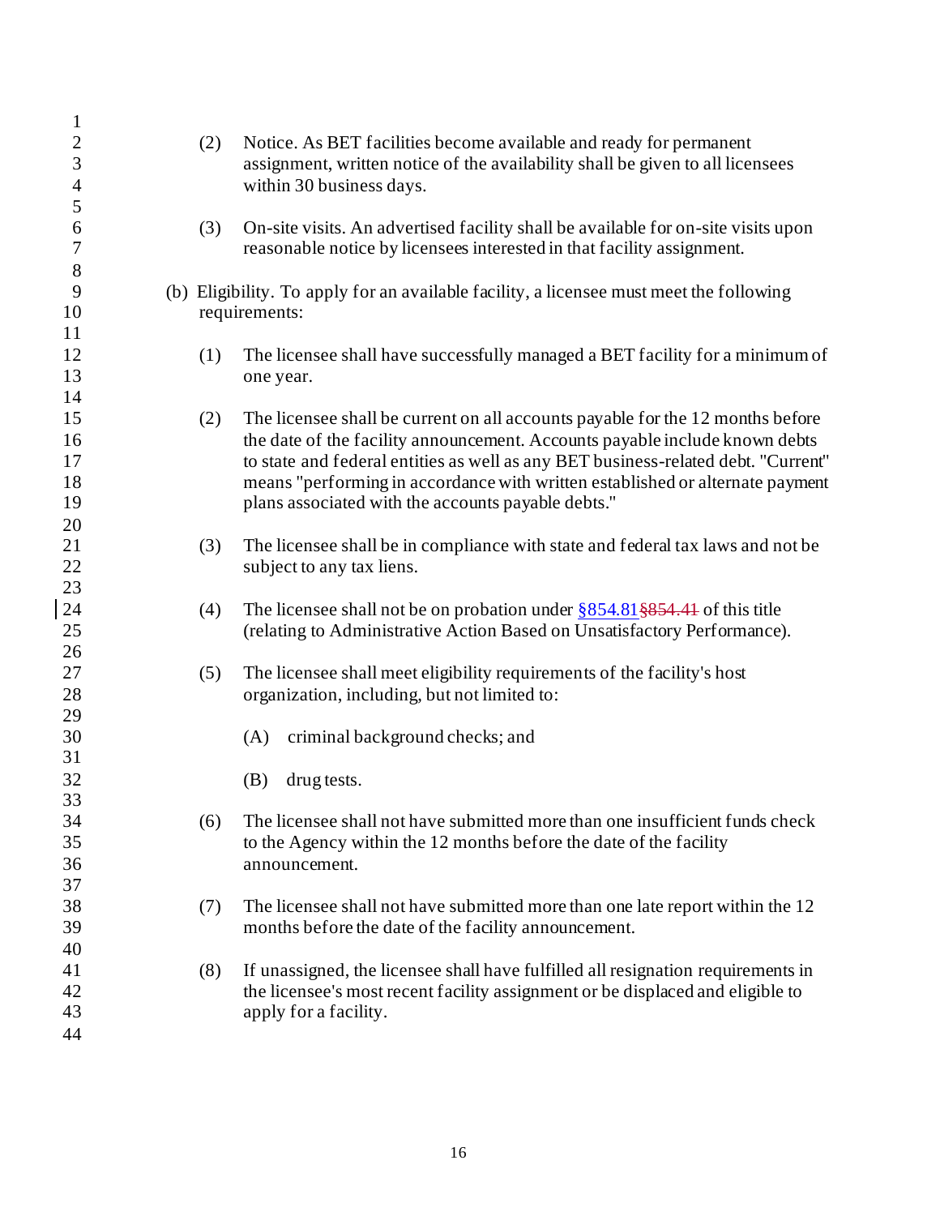(2) Notice. As BET facilities become available and ready for permanent assignment, written notice of the availability shall be given to all licensees within 30 business days.

(3) On-site visits. An advertised facility shall be available for on-site visits upon reasonable notice by licensees interested in that facility assignment.

(b) Eligibility. To apply for an available facility, a licensee must meet the following requirements:

(1) The licensee shall have successfully managed a BET facility for a minimum of one year.

(2) The licensee shall be current on all accounts payable for the 12 months before the date of the facility announcement. Accounts payable include known debts to state and federal entities as well as any BET business-related debt. "Current" means "performing in accordance with written established or alternate payment plans associated with the accounts payable debts."

(3) The licensee shall be in compliance with state and federal tax laws and not be subject to any tax liens.

(4) The licensee shall not be on probation under §854.81 ~~§854.41~~ of this title (relating to Administrative Action Based on Unsatisfactory Performance).

(5) The licensee shall meet eligibility requirements of the facility's host organization, including, but not limited to:

(A) criminal background checks; and

(B) drug tests.

(6) The licensee shall not have submitted more than one insufficient funds check to the Agency within the 12 months before the date of the facility announcement.

(7) The licensee shall not have submitted more than one late report within the 12 months before the date of the facility announcement.

(8) If unassigned, the licensee shall have fulfilled all resignation requirements in the licensee's most recent facility assignment or be displaced and eligible to apply for a facility.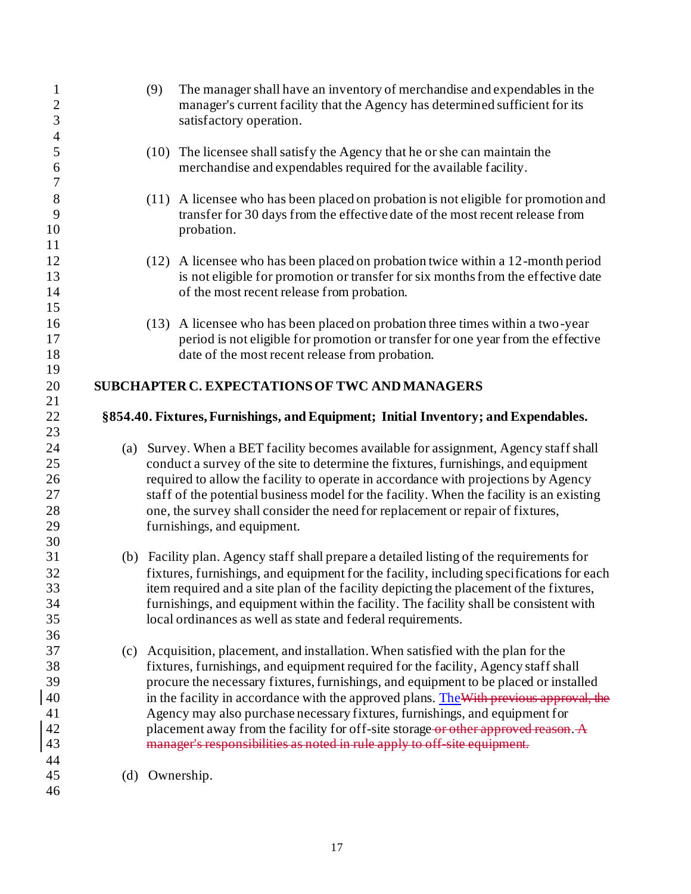(9) The manager shall have an inventory of merchandise and expendables in the manager's current facility that the Agency has determined sufficient for its satisfactory operation.

(10) The licensee shall satisfy the Agency that he or she can maintain the merchandise and expendables required for the available facility.

(11) A licensee who has been placed on probation is not eligible for promotion and transfer for 30 days from the effective date of the most recent release from probation.

(12) A licensee who has been placed on probation twice within a 12-month period is not eligible for promotion or transfer for six months from the effective date of the most recent release from probation.

(13) A licensee who has been placed on probation three times within a two-year period is not eligible for promotion or transfer for one year from the effective date of the most recent release from probation.

## SUBCHAPTER C. EXPECTATIONS OF TWC AND MANAGERS

### §854.40. Fixtures, Furnishings, and Equipment; Initial Inventory; and Expendables.

(a) Survey. When a BET facility becomes available for assignment, Agency staff shall conduct a survey of the site to determine the fixtures, furnishings, and equipment required to allow the facility to operate in accordance with projections by Agency staff of the potential business model for the facility. When the facility is an existing one, the survey shall consider the need for replacement or repair of fixtures, furnishings, and equipment.

(b) Facility plan. Agency staff shall prepare a detailed listing of the requirements for fixtures, furnishings, and equipment for the facility, including specifications for each item required and a site plan of the facility depicting the placement of the fixtures, furnishings, and equipment within the facility. The facility shall be consistent with local ordinances as well as state and federal requirements.

(c) Acquisition, placement, and installation. When satisfied with the plan for the fixtures, furnishings, and equipment required for the facility, Agency staff shall procure the necessary fixtures, furnishings, and equipment to be placed or installed in the facility in accordance with the approved plans. The~~With previous approval, the~~ Agency may also purchase necessary fixtures, furnishings, and equipment for placement away from the facility for off-site storage~~ or other approved reason~~. ~~A manager's responsibilities as noted in rule apply to off-site equipment.~~

(d) Ownership.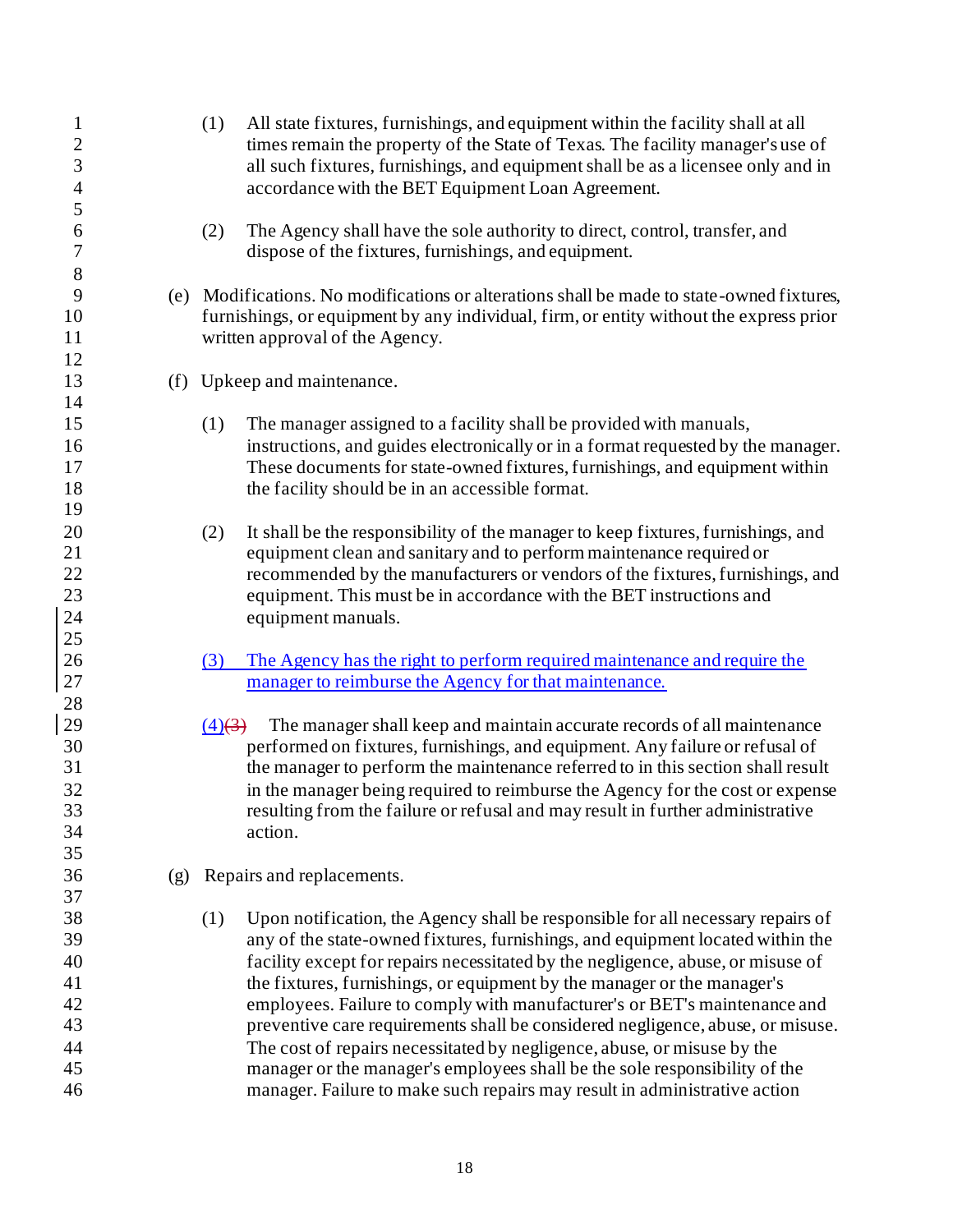(1) All state fixtures, furnishings, and equipment within the facility shall at all times remain the property of the State of Texas. The facility manager's use of all such fixtures, furnishings, and equipment shall be as a licensee only and in accordance with the BET Equipment Loan Agreement.

(2) The Agency shall have the sole authority to direct, control, transfer, and dispose of the fixtures, furnishings, and equipment.

(e) Modifications. No modifications or alterations shall be made to state-owned fixtures, furnishings, or equipment by any individual, firm, or entity without the express prior written approval of the Agency.

(f) Upkeep and maintenance.

(1) The manager assigned to a facility shall be provided with manuals, instructions, and guides electronically or in a format requested by the manager. These documents for state-owned fixtures, furnishings, and equipment within the facility should be in an accessible format.

(2) It shall be the responsibility of the manager to keep fixtures, furnishings, and equipment clean and sanitary and to perform maintenance required or recommended by the manufacturers or vendors of the fixtures, furnishings, and equipment. This must be in accordance with the BET instructions and equipment manuals.

<u>(3) The Agency has the right to perform required maintenance and require the manager to reimburse the Agency for that maintenance.</u>

<u>(4)</u>~~(3)~~ The manager shall keep and maintain accurate records of all maintenance performed on fixtures, furnishings, and equipment. Any failure or refusal of the manager to perform the maintenance referred to in this section shall result in the manager being required to reimburse the Agency for the cost or expense resulting from the failure or refusal and may result in further administrative action.

(g) Repairs and replacements.

(1) Upon notification, the Agency shall be responsible for all necessary repairs of any of the state-owned fixtures, furnishings, and equipment located within the facility except for repairs necessitated by the negligence, abuse, or misuse of the fixtures, furnishings, or equipment by the manager or the manager's employees. Failure to comply with manufacturer's or BET's maintenance and preventive care requirements shall be considered negligence, abuse, or misuse. The cost of repairs necessitated by negligence, abuse, or misuse by the manager or the manager's employees shall be the sole responsibility of the manager. Failure to make such repairs may result in administrative action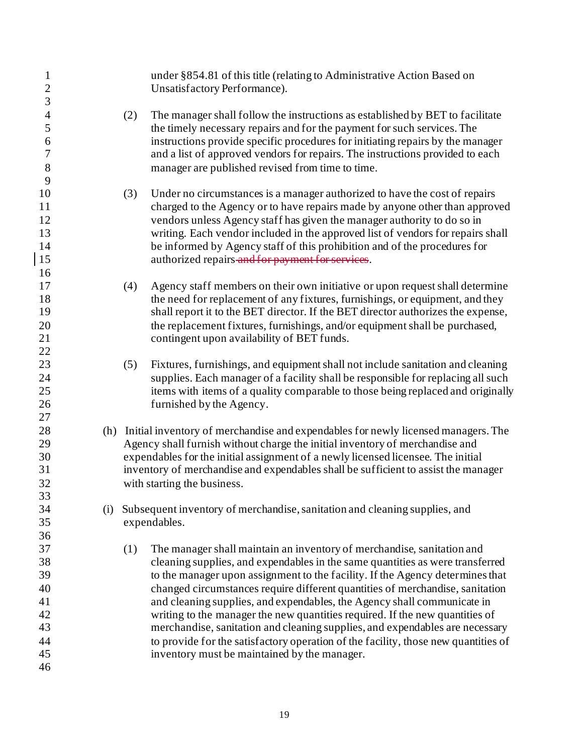under §854.81 of this title (relating to Administrative Action Based on Unsatisfactory Performance).

(2) The manager shall follow the instructions as established by BET to facilitate the timely necessary repairs and for the payment for such services. The instructions provide specific procedures for initiating repairs by the manager and a list of approved vendors for repairs. The instructions provided to each manager are published revised from time to time.

(3) Under no circumstances is a manager authorized to have the cost of repairs charged to the Agency or to have repairs made by anyone other than approved vendors unless Agency staff has given the manager authority to do so in writing. Each vendor included in the approved list of vendors for repairs shall be informed by Agency staff of this prohibition and of the procedures for authorized repairs ~~and for payment for services~~.

(4) Agency staff members on their own initiative or upon request shall determine the need for replacement of any fixtures, furnishings, or equipment, and they shall report it to the BET director. If the BET director authorizes the expense, the replacement fixtures, furnishings, and/or equipment shall be purchased, contingent upon availability of BET funds.

(5) Fixtures, furnishings, and equipment shall not include sanitation and cleaning supplies. Each manager of a facility shall be responsible for replacing all such items with items of a quality comparable to those being replaced and originally furnished by the Agency.

(h) Initial inventory of merchandise and expendables for newly licensed managers. The Agency shall furnish without charge the initial inventory of merchandise and expendables for the initial assignment of a newly licensed licensee. The initial inventory of merchandise and expendables shall be sufficient to assist the manager with starting the business.

(i) Subsequent inventory of merchandise, sanitation and cleaning supplies, and expendables.

(1) The manager shall maintain an inventory of merchandise, sanitation and cleaning supplies, and expendables in the same quantities as were transferred to the manager upon assignment to the facility. If the Agency determines that changed circumstances require different quantities of merchandise, sanitation and cleaning supplies, and expendables, the Agency shall communicate in writing to the manager the new quantities required. If the new quantities of merchandise, sanitation and cleaning supplies, and expendables are necessary to provide for the satisfactory operation of the facility, those new quantities of inventory must be maintained by the manager.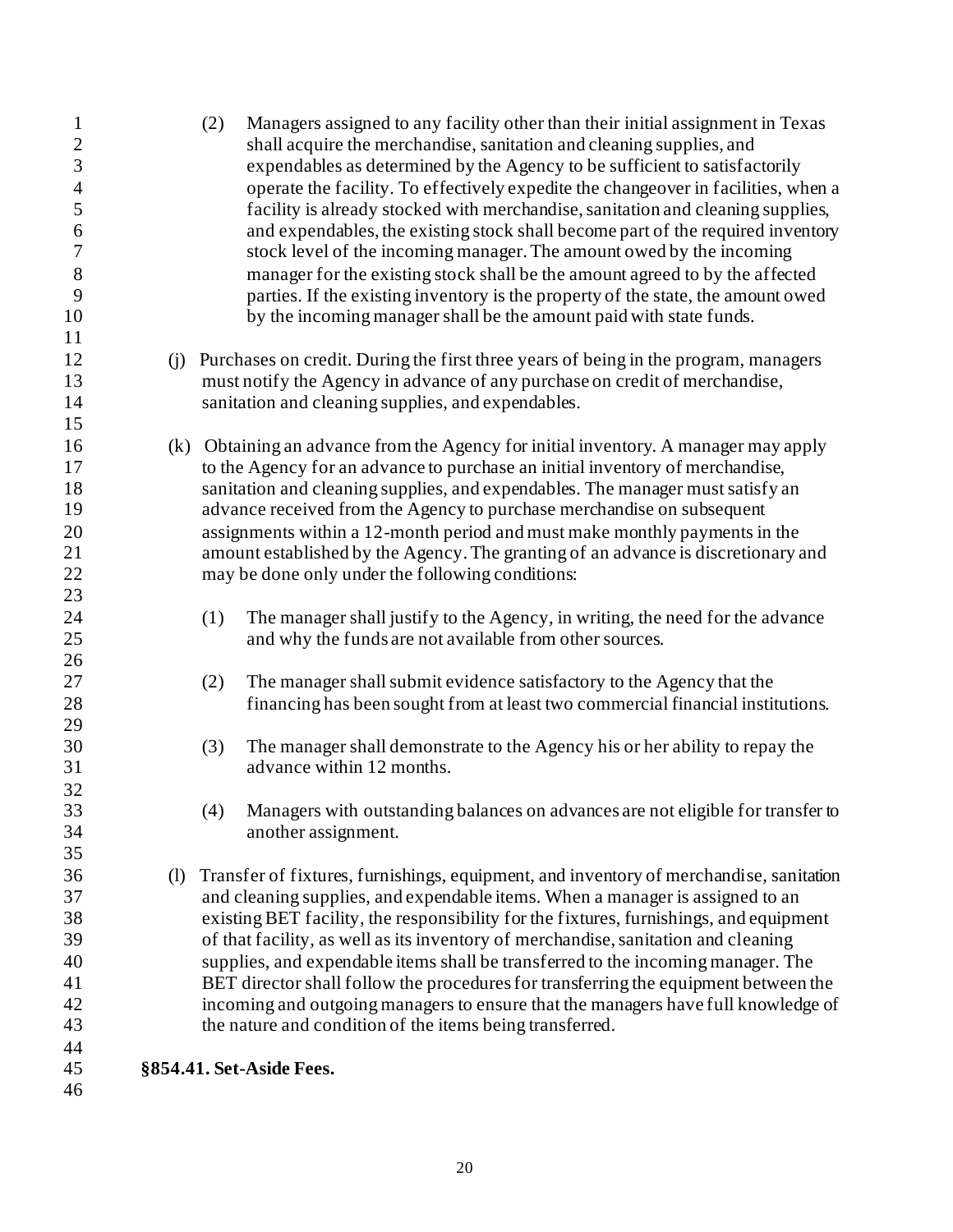(2) Managers assigned to any facility other than their initial assignment in Texas shall acquire the merchandise, sanitation and cleaning supplies, and expendables as determined by the Agency to be sufficient to satisfactorily operate the facility. To effectively expedite the changeover in facilities, when a facility is already stocked with merchandise, sanitation and cleaning supplies, and expendables, the existing stock shall become part of the required inventory stock level of the incoming manager. The amount owed by the incoming manager for the existing stock shall be the amount agreed to by the affected parties. If the existing inventory is the property of the state, the amount owed by the incoming manager shall be the amount paid with state funds.

(j) Purchases on credit. During the first three years of being in the program, managers must notify the Agency in advance of any purchase on credit of merchandise, sanitation and cleaning supplies, and expendables.

(k) Obtaining an advance from the Agency for initial inventory. A manager may apply to the Agency for an advance to purchase an initial inventory of merchandise, sanitation and cleaning supplies, and expendables. The manager must satisfy an advance received from the Agency to purchase merchandise on subsequent assignments within a 12-month period and must make monthly payments in the amount established by the Agency. The granting of an advance is discretionary and may be done only under the following conditions:

(1) The manager shall justify to the Agency, in writing, the need for the advance and why the funds are not available from other sources.

(2) The manager shall submit evidence satisfactory to the Agency that the financing has been sought from at least two commercial financial institutions.

(3) The manager shall demonstrate to the Agency his or her ability to repay the advance within 12 months.

(4) Managers with outstanding balances on advances are not eligible for transfer to another assignment.

(l) Transfer of fixtures, furnishings, equipment, and inventory of merchandise, sanitation and cleaning supplies, and expendable items. When a manager is assigned to an existing BET facility, the responsibility for the fixtures, furnishings, and equipment of that facility, as well as its inventory of merchandise, sanitation and cleaning supplies, and expendable items shall be transferred to the incoming manager. The BET director shall follow the procedures for transferring the equipment between the incoming and outgoing managers to ensure that the managers have full knowledge of the nature and condition of the items being transferred.

**§854.41. Set-Aside Fees.**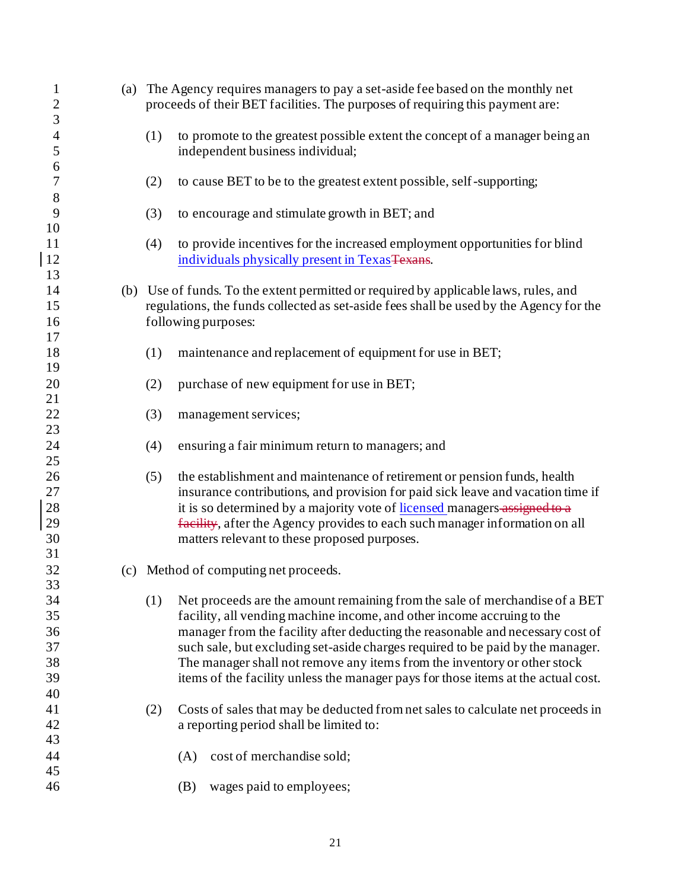(a) The Agency requires managers to pay a set-aside fee based on the monthly net proceeds of their BET facilities. The purposes of requiring this payment are:

(1) to promote to the greatest possible extent the concept of a manager being an independent business individual;

(2) to cause BET to be to the greatest extent possible, self-supporting;

(3) to encourage and stimulate growth in BET; and

(4) to provide incentives for the increased employment opportunities for blind individuals physically present in Texas~~Texans~~.

(b) Use of funds. To the extent permitted or required by applicable laws, rules, and regulations, the funds collected as set-aside fees shall be used by the Agency for the following purposes:

(1) maintenance and replacement of equipment for use in BET;

(2) purchase of new equipment for use in BET;

(3) management services;

(4) ensuring a fair minimum return to managers; and

(5) the establishment and maintenance of retirement or pension funds, health insurance contributions, and provision for paid sick leave and vacation time if it is so determined by a majority vote of licensed managers ~~assigned to a facility~~, after the Agency provides to each such manager information on all matters relevant to these proposed purposes.

(c) Method of computing net proceeds.

(1) Net proceeds are the amount remaining from the sale of merchandise of a BET facility, all vending machine income, and other income accruing to the manager from the facility after deducting the reasonable and necessary cost of such sale, but excluding set-aside charges required to be paid by the manager. The manager shall not remove any items from the inventory or other stock items of the facility unless the manager pays for those items at the actual cost.

(2) Costs of sales that may be deducted from net sales to calculate net proceeds in a reporting period shall be limited to:

(A) cost of merchandise sold;

(B) wages paid to employees;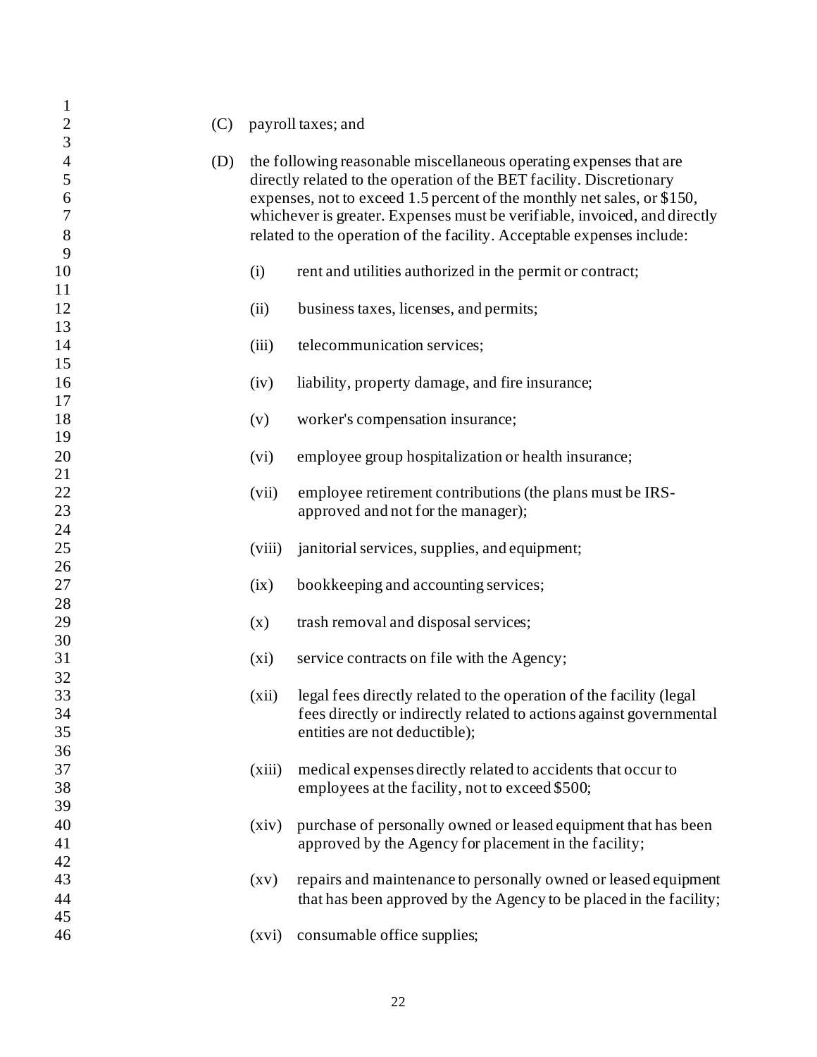(C) payroll taxes; and

(D) the following reasonable miscellaneous operating expenses that are directly related to the operation of the BET facility. Discretionary expenses, not to exceed 1.5 percent of the monthly net sales, or $150, whichever is greater. Expenses must be verifiable, invoiced, and directly related to the operation of the facility. Acceptable expenses include:

  (i) rent and utilities authorized in the permit or contract;

  (ii) business taxes, licenses, and permits;

  (iii) telecommunication services;

  (iv) liability, property damage, and fire insurance;

  (v) worker's compensation insurance;

  (vi) employee group hospitalization or health insurance;

  (vii) employee retirement contributions (the plans must be IRS-approved and not for the manager);

  (viii) janitorial services, supplies, and equipment;

  (ix) bookkeeping and accounting services;

  (x) trash removal and disposal services;

  (xi) service contracts on file with the Agency;

  (xii) legal fees directly related to the operation of the facility (legal fees directly or indirectly related to actions against governmental entities are not deductible);

  (xiii) medical expenses directly related to accidents that occur to employees at the facility, not to exceed $500;

  (xiv) purchase of personally owned or leased equipment that has been approved by the Agency for placement in the facility;

  (xv) repairs and maintenance to personally owned or leased equipment that has been approved by the Agency to be placed in the facility;

  (xvi) consumable office supplies;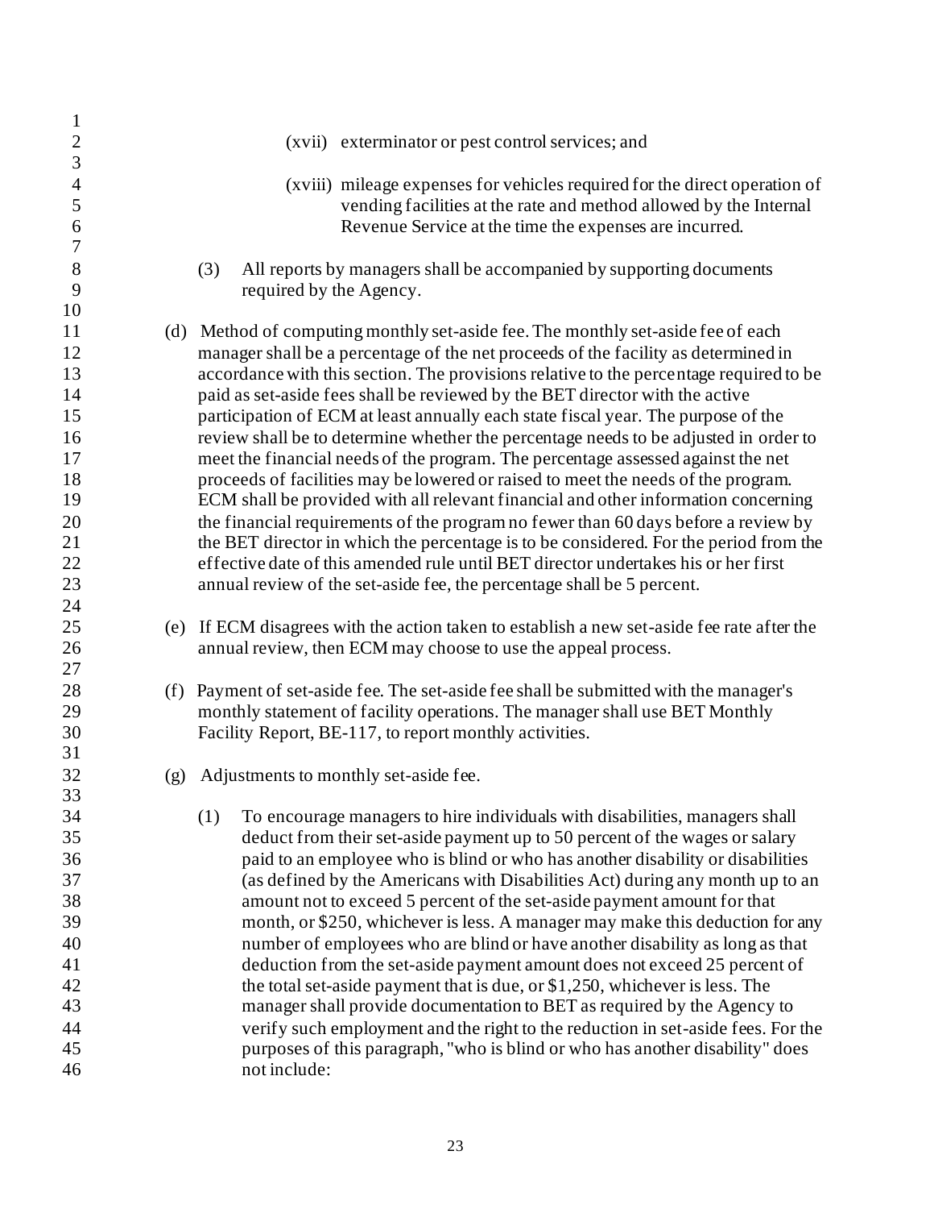(xvii) exterminator or pest control services; and

(xviii) mileage expenses for vehicles required for the direct operation of vending facilities at the rate and method allowed by the Internal Revenue Service at the time the expenses are incurred.

(3) All reports by managers shall be accompanied by supporting documents required by the Agency.

(d) Method of computing monthly set-aside fee. The monthly set-aside fee of each manager shall be a percentage of the net proceeds of the facility as determined in accordance with this section. The provisions relative to the percentage required to be paid as set-aside fees shall be reviewed by the BET director with the active participation of ECM at least annually each state fiscal year. The purpose of the review shall be to determine whether the percentage needs to be adjusted in order to meet the financial needs of the program. The percentage assessed against the net proceeds of facilities may be lowered or raised to meet the needs of the program. ECM shall be provided with all relevant financial and other information concerning the financial requirements of the program no fewer than 60 days before a review by the BET director in which the percentage is to be considered. For the period from the effective date of this amended rule until BET director undertakes his or her first annual review of the set-aside fee, the percentage shall be 5 percent.

(e) If ECM disagrees with the action taken to establish a new set-aside fee rate after the annual review, then ECM may choose to use the appeal process.

(f) Payment of set-aside fee. The set-aside fee shall be submitted with the manager's monthly statement of facility operations. The manager shall use BET Monthly Facility Report, BE-117, to report monthly activities.

(g) Adjustments to monthly set-aside fee.

(1) To encourage managers to hire individuals with disabilities, managers shall deduct from their set-aside payment up to 50 percent of the wages or salary paid to an employee who is blind or who has another disability or disabilities (as defined by the Americans with Disabilities Act) during any month up to an amount not to exceed 5 percent of the set-aside payment amount for that month, or $250, whichever is less. A manager may make this deduction for any number of employees who are blind or have another disability as long as that deduction from the set-aside payment amount does not exceed 25 percent of the total set-aside payment that is due, or $1,250, whichever is less. The manager shall provide documentation to BET as required by the Agency to verify such employment and the right to the reduction in set-aside fees. For the purposes of this paragraph, "who is blind or who has another disability" does not include: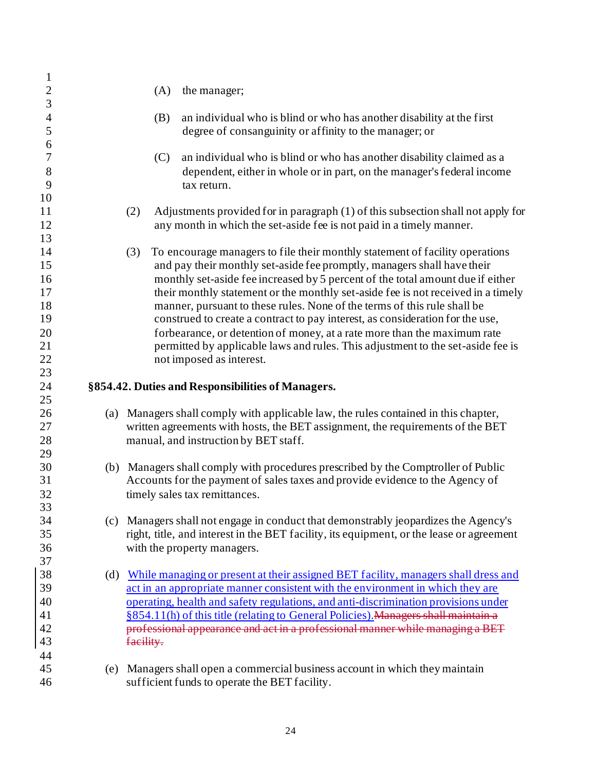(A) the manager;

(B) an individual who is blind or who has another disability at the first degree of consanguinity or affinity to the manager; or

(C) an individual who is blind or who has another disability claimed as a dependent, either in whole or in part, on the manager's federal income tax return.

(2) Adjustments provided for in paragraph (1) of this subsection shall not apply for any month in which the set-aside fee is not paid in a timely manner.

(3) To encourage managers to file their monthly statement of facility operations and pay their monthly set-aside fee promptly, managers shall have their monthly set-aside fee increased by 5 percent of the total amount due if either their monthly statement or the monthly set-aside fee is not received in a timely manner, pursuant to these rules. None of the terms of this rule shall be construed to create a contract to pay interest, as consideration for the use, forbearance, or detention of money, at a rate more than the maximum rate permitted by applicable laws and rules. This adjustment to the set-aside fee is not imposed as interest.

**§854.42. Duties and Responsibilities of Managers.**

(a) Managers shall comply with applicable law, the rules contained in this chapter, written agreements with hosts, the BET assignment, the requirements of the BET manual, and instruction by BET staff.

(b) Managers shall comply with procedures prescribed by the Comptroller of Public Accounts for the payment of sales taxes and provide evidence to the Agency of timely sales tax remittances.

(c) Managers shall not engage in conduct that demonstrably jeopardizes the Agency's right, title, and interest in the BET facility, its equipment, or the lease or agreement with the property managers.

(d) <u>While managing or present at their assigned BET facility, managers shall dress and act in an appropriate manner consistent with the environment in which they are operating, health and safety regulations, and anti-discrimination provisions under §854.11(h) of this title (relating to General Policies).</u>~~Managers shall maintain a professional appearance and act in a professional manner while managing a BET facility.~~

(e) Managers shall open a commercial business account in which they maintain sufficient funds to operate the BET facility.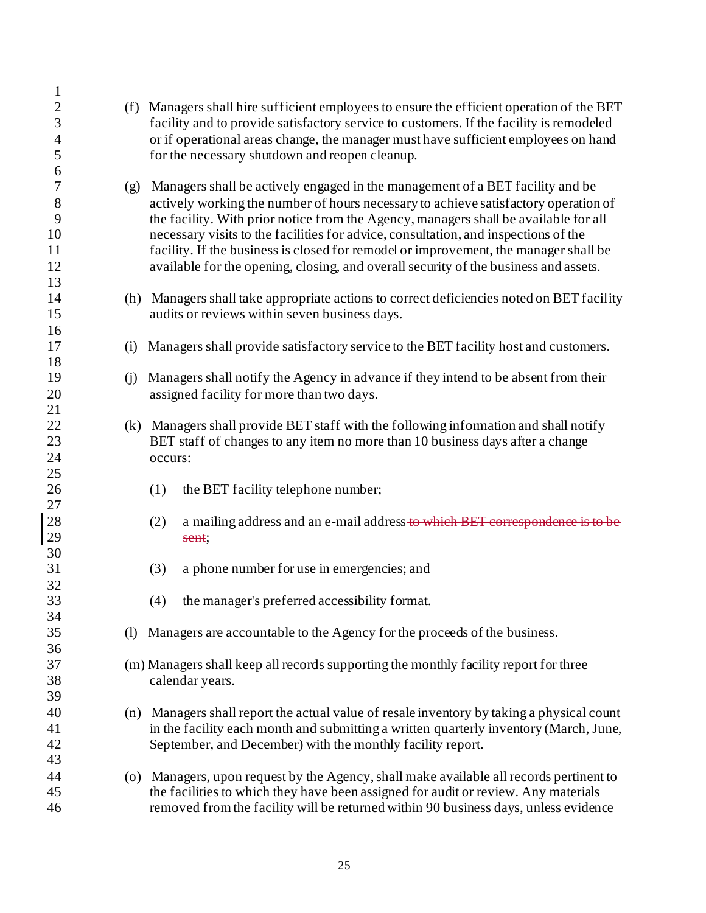(f) Managers shall hire sufficient employees to ensure the efficient operation of the BET facility and to provide satisfactory service to customers. If the facility is remodeled or if operational areas change, the manager must have sufficient employees on hand for the necessary shutdown and reopen cleanup.

(g) Managers shall be actively engaged in the management of a BET facility and be actively working the number of hours necessary to achieve satisfactory operation of the facility. With prior notice from the Agency, managers shall be available for all necessary visits to the facilities for advice, consultation, and inspections of the facility. If the business is closed for remodel or improvement, the manager shall be available for the opening, closing, and overall security of the business and assets.

(h) Managers shall take appropriate actions to correct deficiencies noted on BET facility audits or reviews within seven business days.

(i) Managers shall provide satisfactory service to the BET facility host and customers.

(j) Managers shall notify the Agency in advance if they intend to be absent from their assigned facility for more than two days.

(k) Managers shall provide BET staff with the following information and shall notify BET staff of changes to any item no more than 10 business days after a change occurs:

(1) the BET facility telephone number;

(2) a mailing address and an e-mail address ~~to which BET correspondence is to be sent~~;

(3) a phone number for use in emergencies; and

(4) the manager's preferred accessibility format.

(l) Managers are accountable to the Agency for the proceeds of the business.

(m) Managers shall keep all records supporting the monthly facility report for three calendar years.

(n) Managers shall report the actual value of resale inventory by taking a physical count in the facility each month and submitting a written quarterly inventory (March, June, September, and December) with the monthly facility report.

(o) Managers, upon request by the Agency, shall make available all records pertinent to the facilities to which they have been assigned for audit or review. Any materials removed from the facility will be returned within 90 business days, unless evidence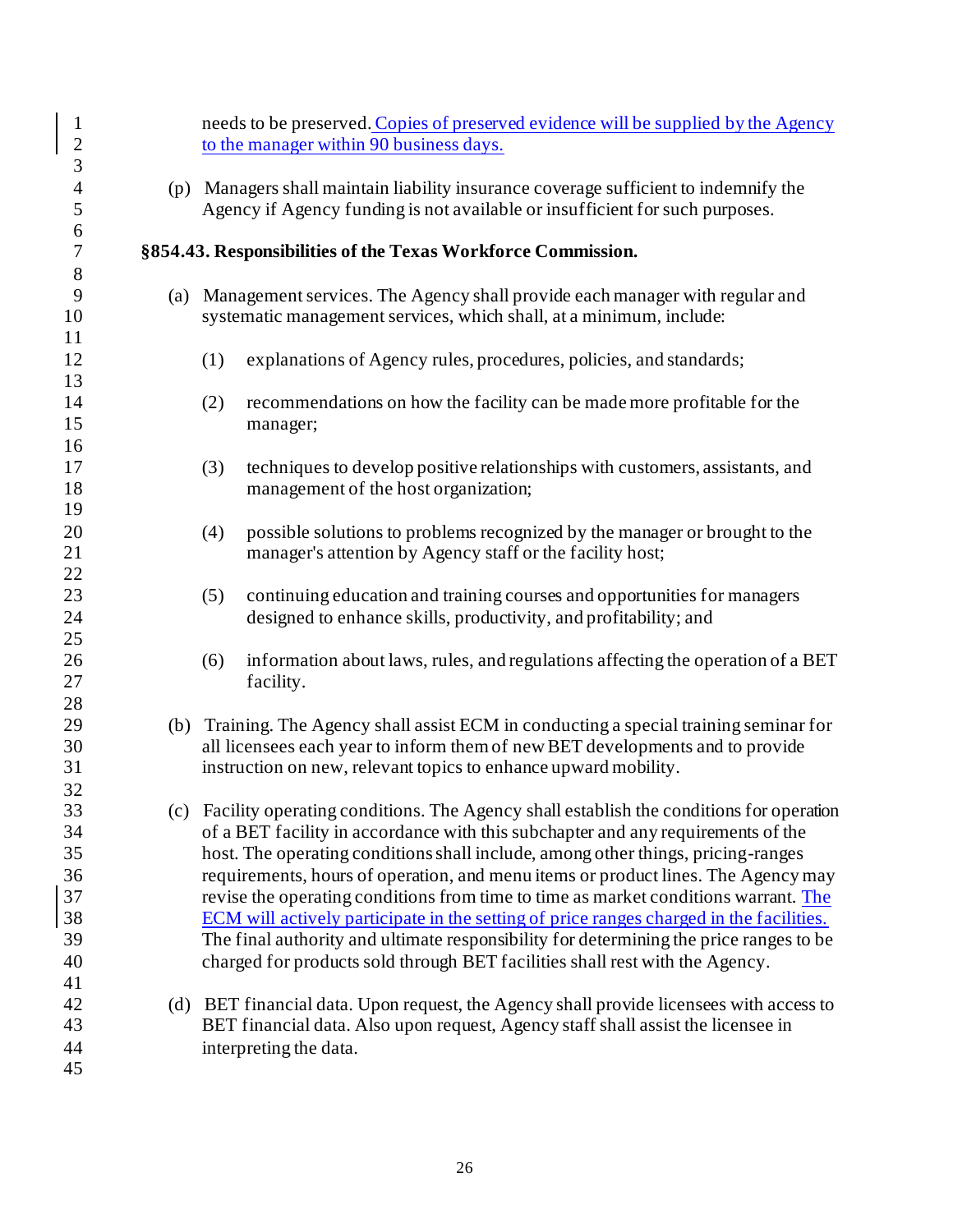needs to be preserved. Copies of preserved evidence will be supplied by the Agency to the manager within 90 business days.

(p) Managers shall maintain liability insurance coverage sufficient to indemnify the Agency if Agency funding is not available or insufficient for such purposes.

**§854.43. Responsibilities of the Texas Workforce Commission.**

(a) Management services. The Agency shall provide each manager with regular and systematic management services, which shall, at a minimum, include:

(1) explanations of Agency rules, procedures, policies, and standards;

(2) recommendations on how the facility can be made more profitable for the manager;

(3) techniques to develop positive relationships with customers, assistants, and management of the host organization;

(4) possible solutions to problems recognized by the manager or brought to the manager's attention by Agency staff or the facility host;

(5) continuing education and training courses and opportunities for managers designed to enhance skills, productivity, and profitability; and

(6) information about laws, rules, and regulations affecting the operation of a BET facility.

(b) Training. The Agency shall assist ECM in conducting a special training seminar for all licensees each year to inform them of new BET developments and to provide instruction on new, relevant topics to enhance upward mobility.

(c) Facility operating conditions. The Agency shall establish the conditions for operation of a BET facility in accordance with this subchapter and any requirements of the host. The operating conditions shall include, among other things, pricing-ranges requirements, hours of operation, and menu items or product lines. The Agency may revise the operating conditions from time to time as market conditions warrant. The ECM will actively participate in the setting of price ranges charged in the facilities. The final authority and ultimate responsibility for determining the price ranges to be charged for products sold through BET facilities shall rest with the Agency.

(d) BET financial data. Upon request, the Agency shall provide licensees with access to BET financial data. Also upon request, Agency staff shall assist the licensee in interpreting the data.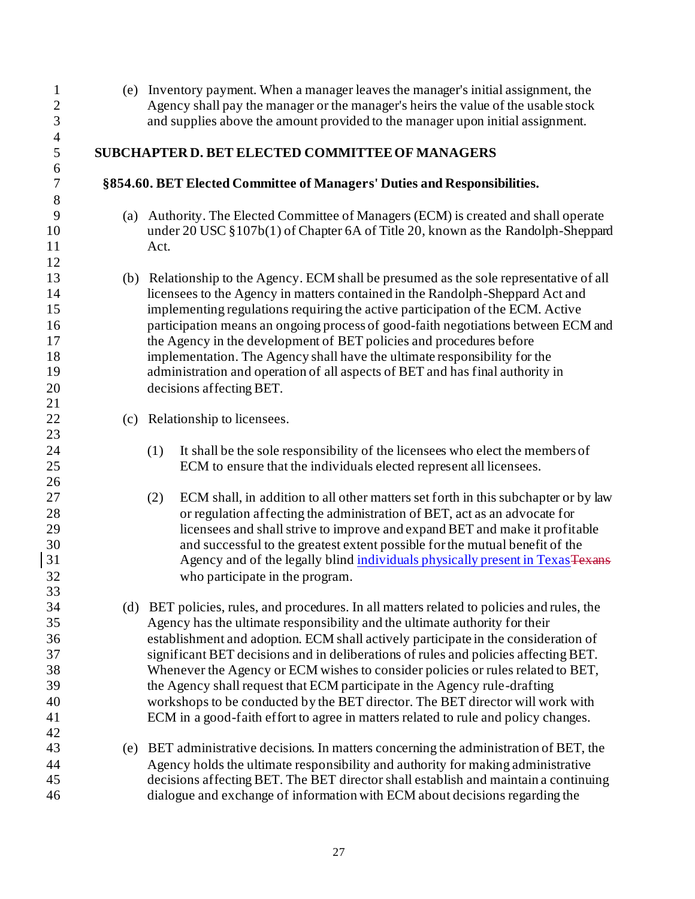(e) Inventory payment. When a manager leaves the manager's initial assignment, the Agency shall pay the manager or the manager's heirs the value of the usable stock and supplies above the amount provided to the manager upon initial assignment.

## SUBCHAPTER D. BET ELECTED COMMITTEE OF MANAGERS

### §854.60. BET Elected Committee of Managers' Duties and Responsibilities.

(a) Authority. The Elected Committee of Managers (ECM) is created and shall operate under 20 USC §107b(1) of Chapter 6A of Title 20, known as the Randolph-Sheppard Act.

(b) Relationship to the Agency. ECM shall be presumed as the sole representative of all licensees to the Agency in matters contained in the Randolph-Sheppard Act and implementing regulations requiring the active participation of the ECM. Active participation means an ongoing process of good-faith negotiations between ECM and the Agency in the development of BET policies and procedures before implementation. The Agency shall have the ultimate responsibility for the administration and operation of all aspects of BET and has final authority in decisions affecting BET.

(c) Relationship to licensees.

(1) It shall be the sole responsibility of the licensees who elect the members of ECM to ensure that the individuals elected represent all licensees.

(2) ECM shall, in addition to all other matters set forth in this subchapter or by law or regulation affecting the administration of BET, act as an advocate for licensees and shall strive to improve and expand BET and make it profitable and successful to the greatest extent possible for the mutual benefit of the Agency and of the legally blind individuals physically present in Texas~~Texans~~ who participate in the program.

(d) BET policies, rules, and procedures. In all matters related to policies and rules, the Agency has the ultimate responsibility and the ultimate authority for their establishment and adoption. ECM shall actively participate in the consideration of significant BET decisions and in deliberations of rules and policies affecting BET. Whenever the Agency or ECM wishes to consider policies or rules related to BET, the Agency shall request that ECM participate in the Agency rule-drafting workshops to be conducted by the BET director. The BET director will work with ECM in a good-faith effort to agree in matters related to rule and policy changes.

(e) BET administrative decisions. In matters concerning the administration of BET, the Agency holds the ultimate responsibility and authority for making administrative decisions affecting BET. The BET director shall establish and maintain a continuing dialogue and exchange of information with ECM about decisions regarding the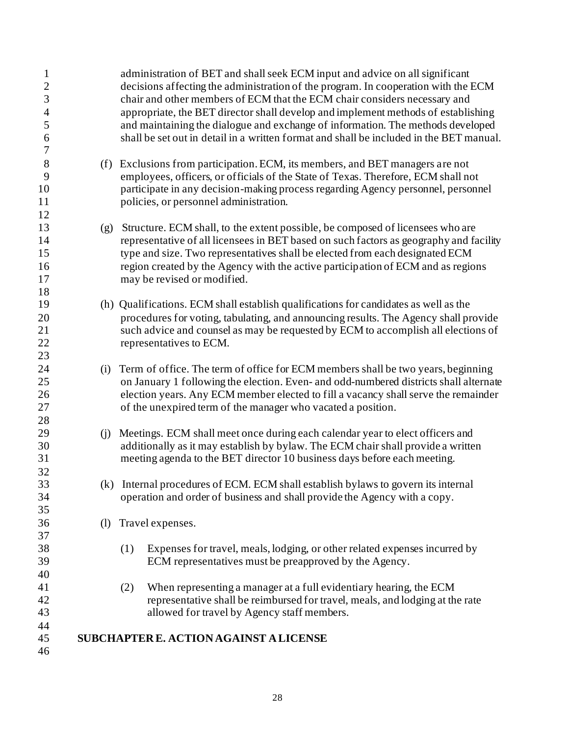administration of BET and shall seek ECM input and advice on all significant decisions affecting the administration of the program. In cooperation with the ECM chair and other members of ECM that the ECM chair considers necessary and appropriate, the BET director shall develop and implement methods of establishing and maintaining the dialogue and exchange of information. The methods developed shall be set out in detail in a written format and shall be included in the BET manual.

(f) Exclusions from participation. ECM, its members, and BET managers are not employees, officers, or officials of the State of Texas. Therefore, ECM shall not participate in any decision-making process regarding Agency personnel, personnel policies, or personnel administration.

(g) Structure. ECM shall, to the extent possible, be composed of licensees who are representative of all licensees in BET based on such factors as geography and facility type and size. Two representatives shall be elected from each designated ECM region created by the Agency with the active participation of ECM and as regions may be revised or modified.

(h) Qualifications. ECM shall establish qualifications for candidates as well as the procedures for voting, tabulating, and announcing results. The Agency shall provide such advice and counsel as may be requested by ECM to accomplish all elections of representatives to ECM.

(i) Term of office. The term of office for ECM members shall be two years, beginning on January 1 following the election. Even- and odd-numbered districts shall alternate election years. Any ECM member elected to fill a vacancy shall serve the remainder of the unexpired term of the manager who vacated a position.

(j) Meetings. ECM shall meet once during each calendar year to elect officers and additionally as it may establish by bylaw. The ECM chair shall provide a written meeting agenda to the BET director 10 business days before each meeting.

(k) Internal procedures of ECM. ECM shall establish bylaws to govern its internal operation and order of business and shall provide the Agency with a copy.

(l) Travel expenses.

(1) Expenses for travel, meals, lodging, or other related expenses incurred by ECM representatives must be preapproved by the Agency.

(2) When representing a manager at a full evidentiary hearing, the ECM representative shall be reimbursed for travel, meals, and lodging at the rate allowed for travel by Agency staff members.

## SUBCHAPTER E. ACTION AGAINST A LICENSE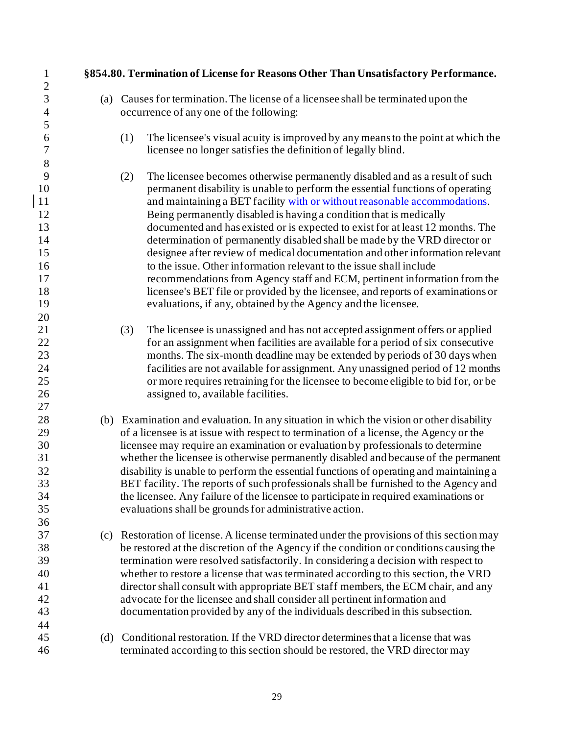### §854.80. Termination of License for Reasons Other Than Unsatisfactory Performance.

(a) Causes for termination. The license of a licensee shall be terminated upon the occurrence of any one of the following:

(1) The licensee's visual acuity is improved by any means to the point at which the licensee no longer satisfies the definition of legally blind.

(2) The licensee becomes otherwise permanently disabled and as a result of such permanent disability is unable to perform the essential functions of operating and maintaining a BET facility with or without reasonable accommodations. Being permanently disabled is having a condition that is medically documented and has existed or is expected to exist for at least 12 months. The determination of permanently disabled shall be made by the VRD director or designee after review of medical documentation and other information relevant to the issue. Other information relevant to the issue shall include recommendations from Agency staff and ECM, pertinent information from the licensee's BET file or provided by the licensee, and reports of examinations or evaluations, if any, obtained by the Agency and the licensee.

(3) The licensee is unassigned and has not accepted assignment offers or applied for an assignment when facilities are available for a period of six consecutive months. The six-month deadline may be extended by periods of 30 days when facilities are not available for assignment. Any unassigned period of 12 months or more requires retraining for the licensee to become eligible to bid for, or be assigned to, available facilities.

(b) Examination and evaluation. In any situation in which the vision or other disability of a licensee is at issue with respect to termination of a license, the Agency or the licensee may require an examination or evaluation by professionals to determine whether the licensee is otherwise permanently disabled and because of the permanent disability is unable to perform the essential functions of operating and maintaining a BET facility. The reports of such professionals shall be furnished to the Agency and the licensee. Any failure of the licensee to participate in required examinations or evaluations shall be grounds for administrative action.

(c) Restoration of license. A license terminated under the provisions of this section may be restored at the discretion of the Agency if the condition or conditions causing the termination were resolved satisfactorily. In considering a decision with respect to whether to restore a license that was terminated according to this section, the VRD director shall consult with appropriate BET staff members, the ECM chair, and any advocate for the licensee and shall consider all pertinent information and documentation provided by any of the individuals described in this subsection.

(d) Conditional restoration. If the VRD director determines that a license that was terminated according to this section should be restored, the VRD director may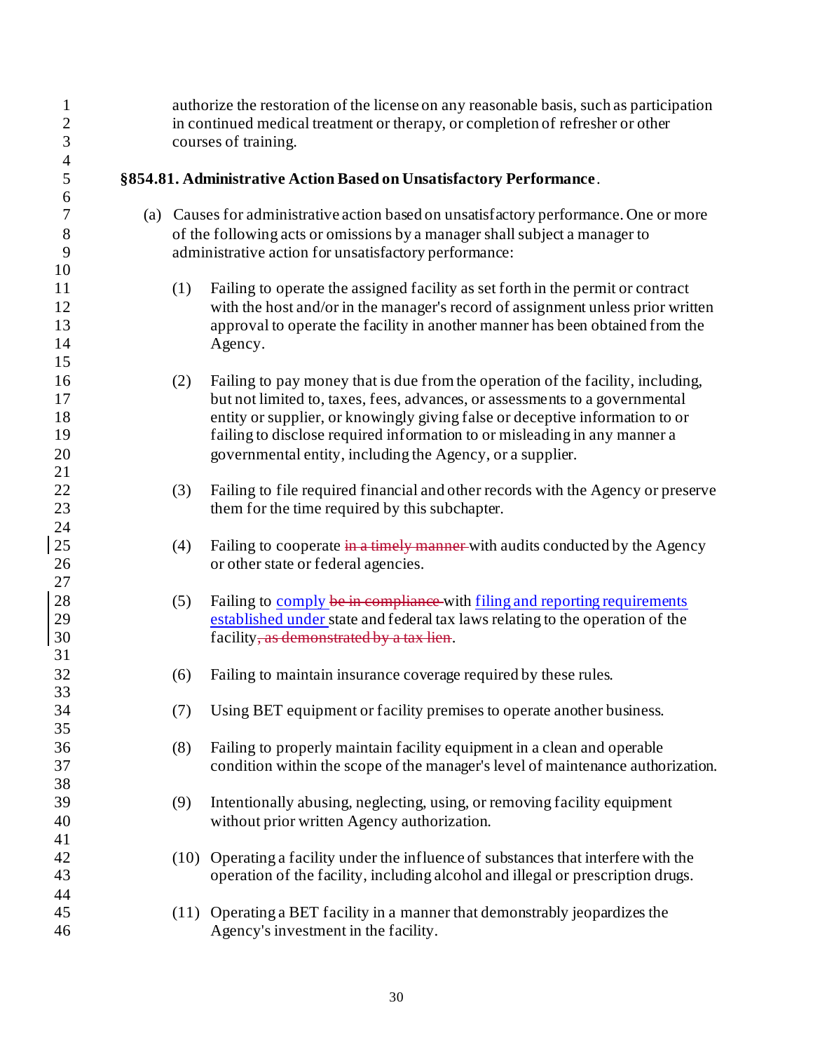authorize the restoration of the license on any reasonable basis, such as participation in continued medical treatment or therapy, or completion of refresher or other courses of training.

**§854.81. Administrative Action Based on Unsatisfactory Performance**.

(a) Causes for administrative action based on unsatisfactory performance. One or more of the following acts or omissions by a manager shall subject a manager to administrative action for unsatisfactory performance:

(1) Failing to operate the assigned facility as set forth in the permit or contract with the host and/or in the manager's record of assignment unless prior written approval to operate the facility in another manner has been obtained from the Agency.

(2) Failing to pay money that is due from the operation of the facility, including, but not limited to, taxes, fees, advances, or assessments to a governmental entity or supplier, or knowingly giving false or deceptive information to or failing to disclose required information to or misleading in any manner a governmental entity, including the Agency, or a supplier.

(3) Failing to file required financial and other records with the Agency or preserve them for the time required by this subchapter.

(4) Failing to cooperate ~~in a timely manner~~ with audits conducted by the Agency or other state or federal agencies.

(5) Failing to comply ~~be in compliance~~ with filing and reporting requirements established under state and federal tax laws relating to the operation of the facility~~, as demonstrated by a tax lien~~.

(6) Failing to maintain insurance coverage required by these rules.

(7) Using BET equipment or facility premises to operate another business.

(8) Failing to properly maintain facility equipment in a clean and operable condition within the scope of the manager's level of maintenance authorization.

(9) Intentionally abusing, neglecting, using, or removing facility equipment without prior written Agency authorization.

(10) Operating a facility under the influence of substances that interfere with the operation of the facility, including alcohol and illegal or prescription drugs.

(11) Operating a BET facility in a manner that demonstrably jeopardizes the Agency's investment in the facility.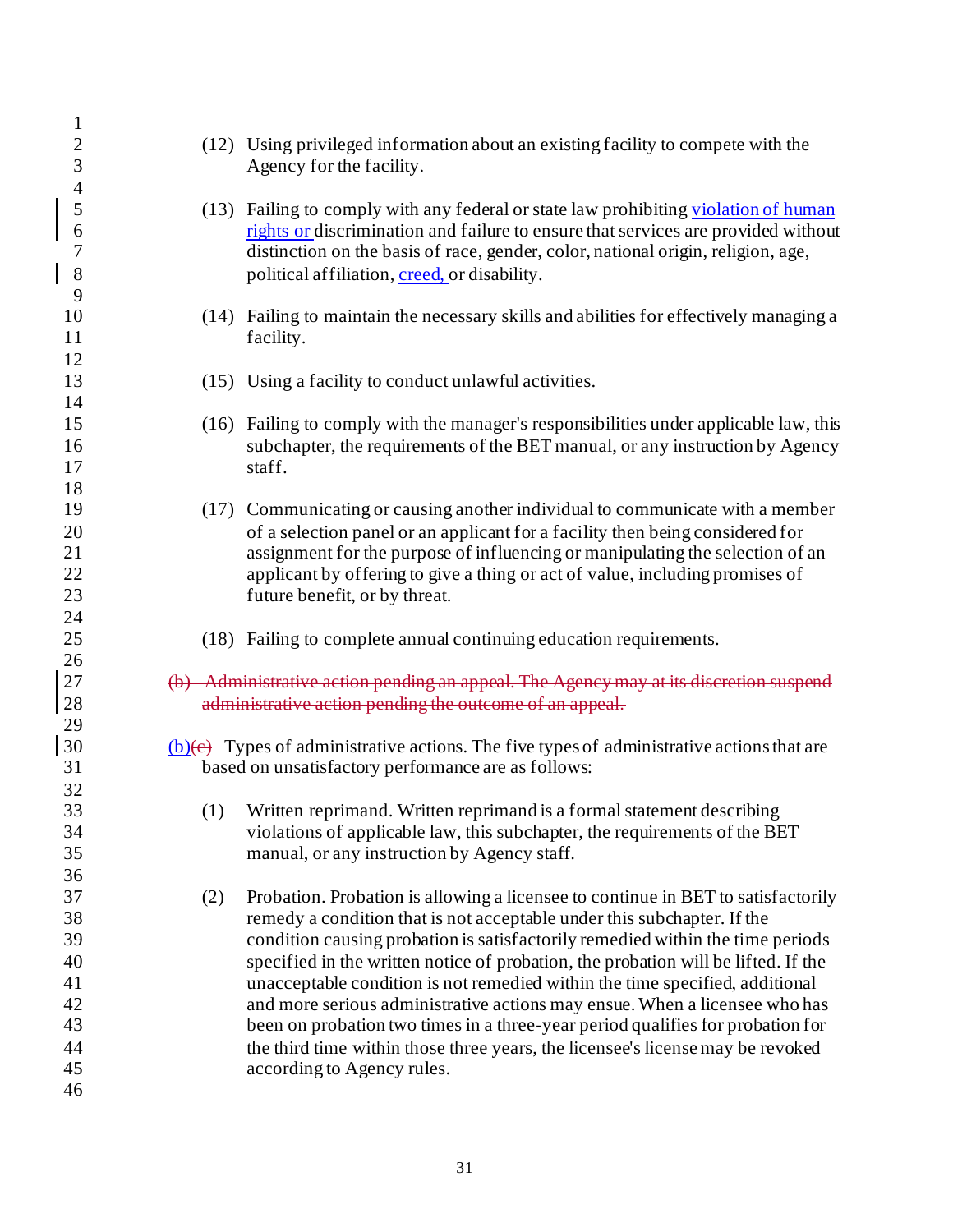(12) Using privileged information about an existing facility to compete with the Agency for the facility.

(13) Failing to comply with any federal or state law prohibiting violation of human rights or discrimination and failure to ensure that services are provided without distinction on the basis of race, gender, color, national origin, religion, age, political affiliation, creed, or disability.

(14) Failing to maintain the necessary skills and abilities for effectively managing a facility.

(15) Using a facility to conduct unlawful activities.

(16) Failing to comply with the manager's responsibilities under applicable law, this subchapter, the requirements of the BET manual, or any instruction by Agency staff.

(17) Communicating or causing another individual to communicate with a member of a selection panel or an applicant for a facility then being considered for assignment for the purpose of influencing or manipulating the selection of an applicant by offering to give a thing or act of value, including promises of future benefit, or by threat.

(18) Failing to complete annual continuing education requirements.

~~(b) Administrative action pending an appeal. The Agency may at its discretion suspend administrative action pending the outcome of an appeal.~~

(b)~~(c)~~ Types of administrative actions. The five types of administrative actions that are based on unsatisfactory performance are as follows:

(1) Written reprimand. Written reprimand is a formal statement describing violations of applicable law, this subchapter, the requirements of the BET manual, or any instruction by Agency staff.

(2) Probation. Probation is allowing a licensee to continue in BET to satisfactorily remedy a condition that is not acceptable under this subchapter. If the condition causing probation is satisfactorily remedied within the time periods specified in the written notice of probation, the probation will be lifted. If the unacceptable condition is not remedied within the time specified, additional and more serious administrative actions may ensue. When a licensee who has been on probation two times in a three-year period qualifies for probation for the third time within those three years, the licensee's license may be revoked according to Agency rules.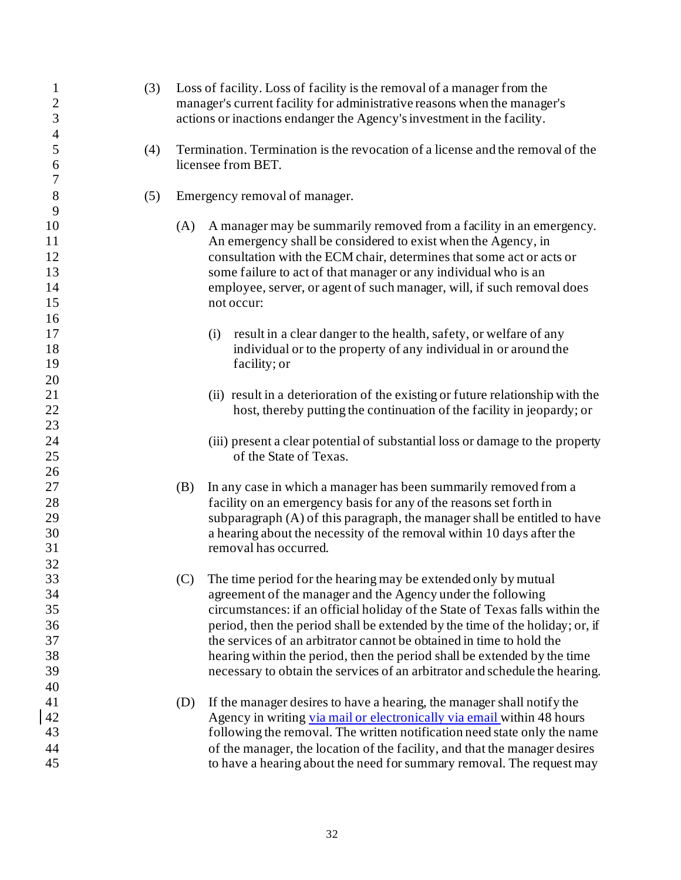(3) Loss of facility. Loss of facility is the removal of a manager from the manager's current facility for administrative reasons when the manager's actions or inactions endanger the Agency's investment in the facility.

(4) Termination. Termination is the revocation of a license and the removal of the licensee from BET.

(5) Emergency removal of manager.

(A) A manager may be summarily removed from a facility in an emergency. An emergency shall be considered to exist when the Agency, in consultation with the ECM chair, determines that some act or acts or some failure to act of that manager or any individual who is an employee, server, or agent of such manager, will, if such removal does not occur:

(i) result in a clear danger to the health, safety, or welfare of any individual or to the property of any individual in or around the facility; or

(ii) result in a deterioration of the existing or future relationship with the host, thereby putting the continuation of the facility in jeopardy; or

(iii) present a clear potential of substantial loss or damage to the property of the State of Texas.

(B) In any case in which a manager has been summarily removed from a facility on an emergency basis for any of the reasons set forth in subparagraph (A) of this paragraph, the manager shall be entitled to have a hearing about the necessity of the removal within 10 days after the removal has occurred.

(C) The time period for the hearing may be extended only by mutual agreement of the manager and the Agency under the following circumstances: if an official holiday of the State of Texas falls within the period, then the period shall be extended by the time of the holiday; or, if the services of an arbitrator cannot be obtained in time to hold the hearing within the period, then the period shall be extended by the time necessary to obtain the services of an arbitrator and schedule the hearing.

(D) If the manager desires to have a hearing, the manager shall notify the Agency in writing via mail or electronically via email within 48 hours following the removal. The written notification need state only the name of the manager, the location of the facility, and that the manager desires to have a hearing about the need for summary removal. The request may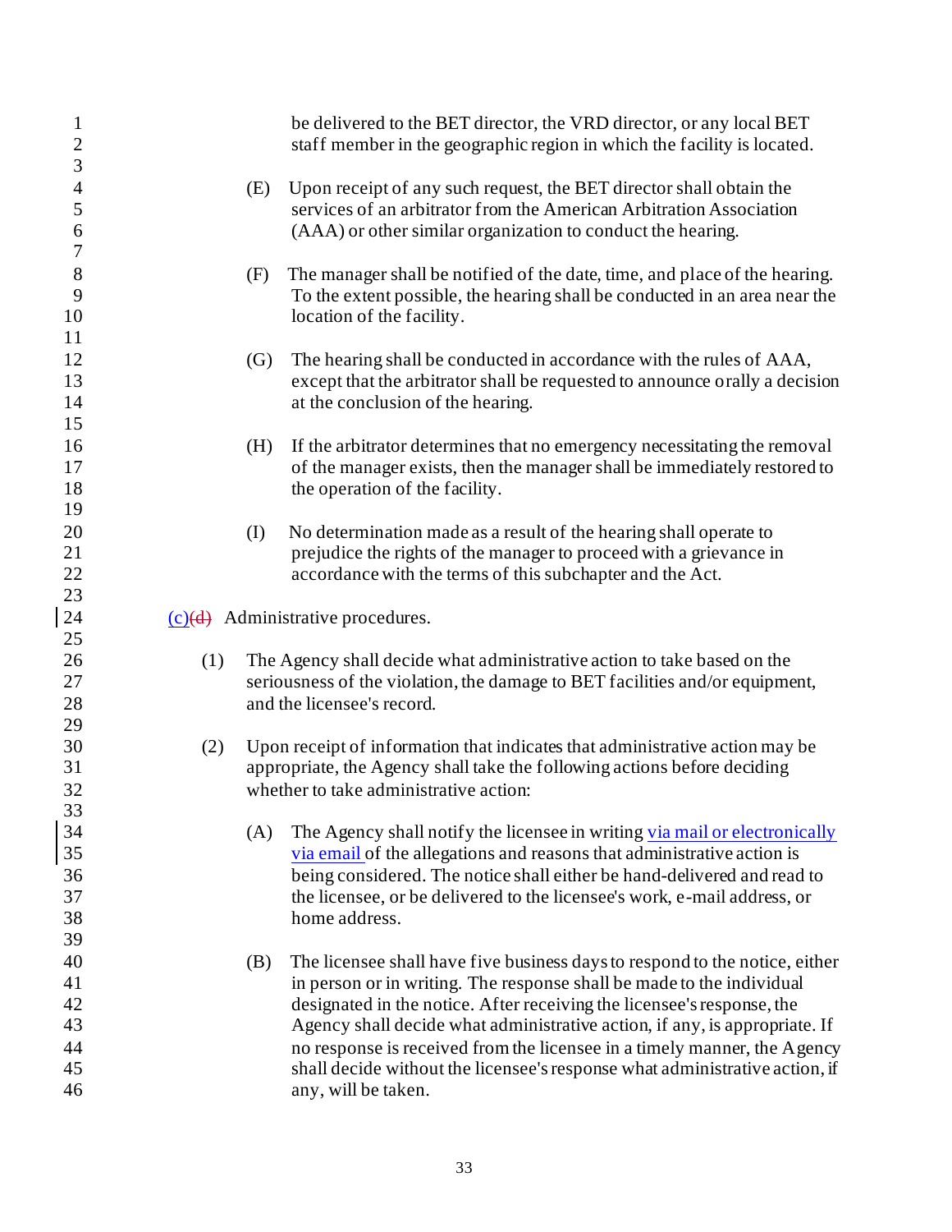be delivered to the BET director, the VRD director, or any local BET staff member in the geographic region in which the facility is located.

(E) Upon receipt of any such request, the BET director shall obtain the services of an arbitrator from the American Arbitration Association (AAA) or other similar organization to conduct the hearing.

(F) The manager shall be notified of the date, time, and place of the hearing. To the extent possible, the hearing shall be conducted in an area near the location of the facility.

(G) The hearing shall be conducted in accordance with the rules of AAA, except that the arbitrator shall be requested to announce orally a decision at the conclusion of the hearing.

(H) If the arbitrator determines that no emergency necessitating the removal of the manager exists, then the manager shall be immediately restored to the operation of the facility.

(I) No determination made as a result of the hearing shall operate to prejudice the rights of the manager to proceed with a grievance in accordance with the terms of this subchapter and the Act.

(c)~~(d)~~ Administrative procedures.

(1) The Agency shall decide what administrative action to take based on the seriousness of the violation, the damage to BET facilities and/or equipment, and the licensee's record.

(2) Upon receipt of information that indicates that administrative action may be appropriate, the Agency shall take the following actions before deciding whether to take administrative action:

(A) The Agency shall notify the licensee in writing via mail or electronically via email of the allegations and reasons that administrative action is being considered. The notice shall either be hand-delivered and read to the licensee, or be delivered to the licensee's work, e-mail address, or home address.

(B) The licensee shall have five business days to respond to the notice, either in person or in writing. The response shall be made to the individual designated in the notice. After receiving the licensee's response, the Agency shall decide what administrative action, if any, is appropriate. If no response is received from the licensee in a timely manner, the Agency shall decide without the licensee's response what administrative action, if any, will be taken.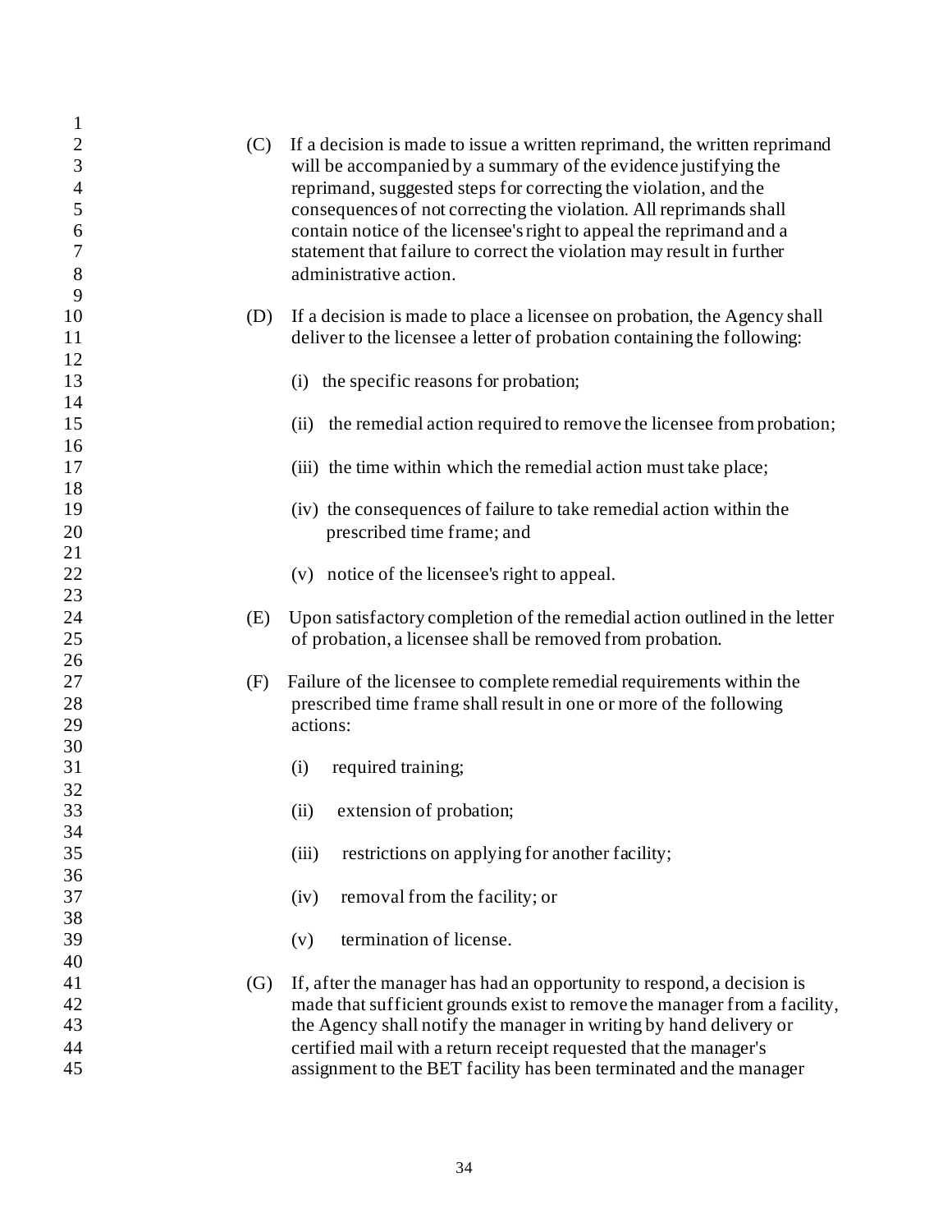(C) If a decision is made to issue a written reprimand, the written reprimand will be accompanied by a summary of the evidence justifying the reprimand, suggested steps for correcting the violation, and the consequences of not correcting the violation. All reprimands shall contain notice of the licensee's right to appeal the reprimand and a statement that failure to correct the violation may result in further administrative action.

(D) If a decision is made to place a licensee on probation, the Agency shall deliver to the licensee a letter of probation containing the following:

(i) the specific reasons for probation;

(ii) the remedial action required to remove the licensee from probation;

(iii) the time within which the remedial action must take place;

(iv) the consequences of failure to take remedial action within the prescribed time frame; and

(v) notice of the licensee's right to appeal.

(E) Upon satisfactory completion of the remedial action outlined in the letter of probation, a licensee shall be removed from probation.

(F) Failure of the licensee to complete remedial requirements within the prescribed time frame shall result in one or more of the following actions:

(i) required training;

(ii) extension of probation;

(iii) restrictions on applying for another facility;

(iv) removal from the facility; or

(v) termination of license.

(G) If, after the manager has had an opportunity to respond, a decision is made that sufficient grounds exist to remove the manager from a facility, the Agency shall notify the manager in writing by hand delivery or certified mail with a return receipt requested that the manager's assignment to the BET facility has been terminated and the manager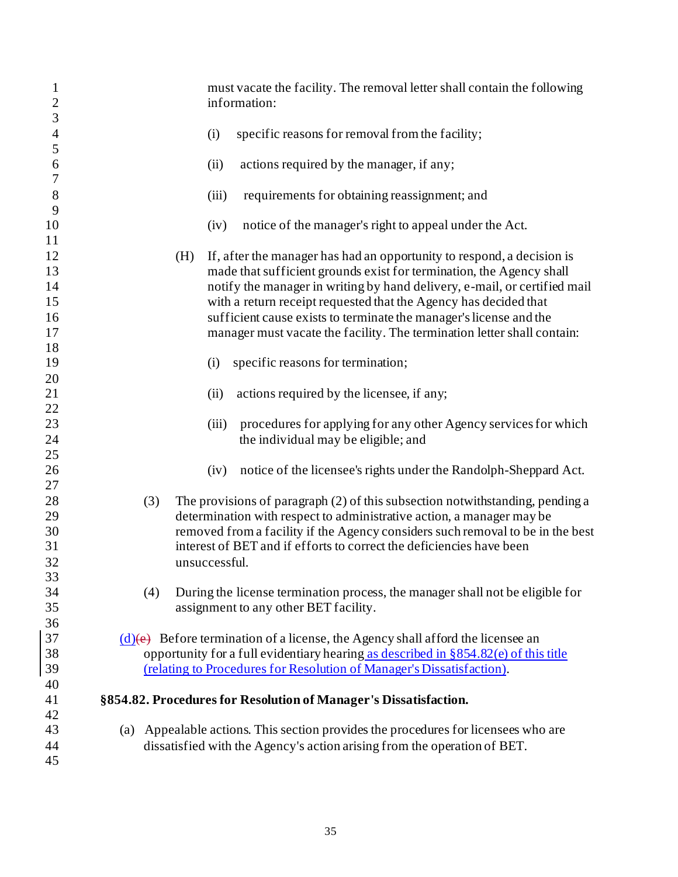must vacate the facility. The removal letter shall contain the following information:

(i) specific reasons for removal from the facility;

(ii) actions required by the manager, if any;

(iii) requirements for obtaining reassignment; and

(iv) notice of the manager's right to appeal under the Act.

(H) If, after the manager has had an opportunity to respond, a decision is made that sufficient grounds exist for termination, the Agency shall notify the manager in writing by hand delivery, e-mail, or certified mail with a return receipt requested that the Agency has decided that sufficient cause exists to terminate the manager's license and the manager must vacate the facility. The termination letter shall contain:

(i) specific reasons for termination;

(ii) actions required by the licensee, if any;

(iii) procedures for applying for any other Agency services for which the individual may be eligible; and

(iv) notice of the licensee's rights under the Randolph-Sheppard Act.

(3) The provisions of paragraph (2) of this subsection notwithstanding, pending a determination with respect to administrative action, a manager may be removed from a facility if the Agency considers such removal to be in the best interest of BET and if efforts to correct the deficiencies have been unsuccessful.

(4) During the license termination process, the manager shall not be eligible for assignment to any other BET facility.

(d)~~(e)~~ Before termination of a license, the Agency shall afford the licensee an opportunity for a full evidentiary hearing as described in §854.82(e) of this title (relating to Procedures for Resolution of Manager's Dissatisfaction).

**§854.82. Procedures for Resolution of Manager's Dissatisfaction.**

(a) Appealable actions. This section provides the procedures for licensees who are dissatisfied with the Agency's action arising from the operation of BET.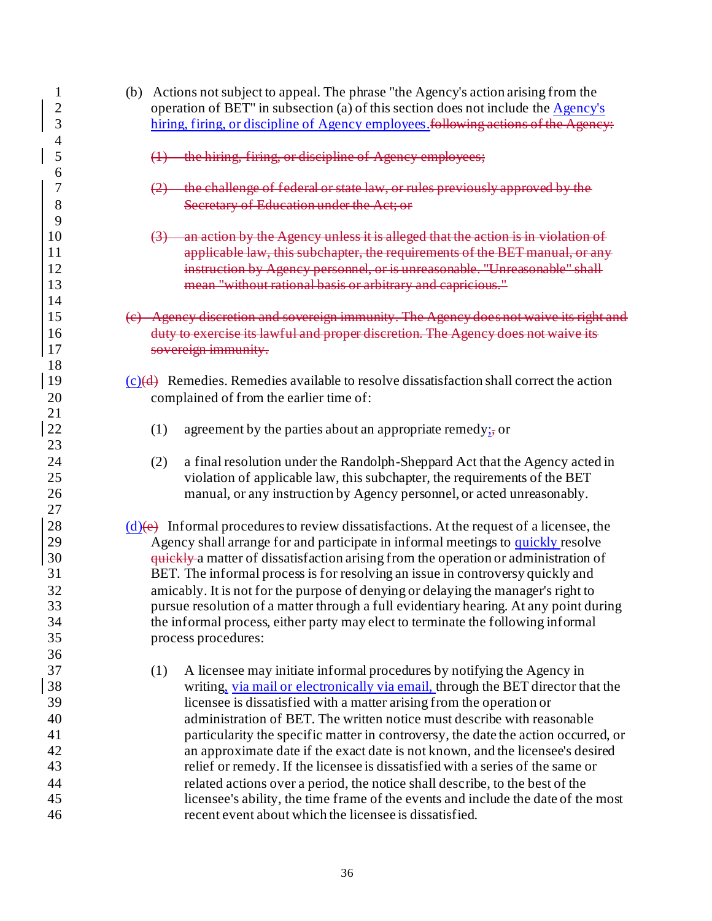(b) Actions not subject to appeal. The phrase "the Agency's action arising from the operation of BET" in subsection (a) of this section does not include the Agency's hiring, firing, or discipline of Agency employees.~~following actions of the Agency:~~

~~(1) the hiring, firing, or discipline of Agency employees;~~

~~(2) the challenge of federal or state law, or rules previously approved by the Secretary of Education under the Act; or~~

~~(3) an action by the Agency unless it is alleged that the action is in violation of applicable law, this subchapter, the requirements of the BET manual, or any instruction by Agency personnel, or is unreasonable. "Unreasonable" shall mean "without rational basis or arbitrary and capricious."~~

~~(c) Agency discretion and sovereign immunity. The Agency does not waive its right and duty to exercise its lawful and proper discretion. The Agency does not waive its sovereign immunity.~~

(c)~~(d)~~ Remedies. Remedies available to resolve dissatisfaction shall correct the action complained of from the earlier time of:

(1) agreement by the parties about an appropriate remedy;~~,~~ or

(2) a final resolution under the Randolph-Sheppard Act that the Agency acted in violation of applicable law, this subchapter, the requirements of the BET manual, or any instruction by Agency personnel, or acted unreasonably.

(d)~~(e)~~ Informal procedures to review dissatisfactions. At the request of a licensee, the Agency shall arrange for and participate in informal meetings to quickly resolve ~~quickly~~ a matter of dissatisfaction arising from the operation or administration of BET. The informal process is for resolving an issue in controversy quickly and amicably. It is not for the purpose of denying or delaying the manager's right to pursue resolution of a matter through a full evidentiary hearing. At any point during the informal process, either party may elect to terminate the following informal process procedures:

(1) A licensee may initiate informal procedures by notifying the Agency in writing, via mail or electronically via email, through the BET director that the licensee is dissatisfied with a matter arising from the operation or administration of BET. The written notice must describe with reasonable particularity the specific matter in controversy, the date the action occurred, or an approximate date if the exact date is not known, and the licensee's desired relief or remedy. If the licensee is dissatisfied with a series of the same or related actions over a period, the notice shall describe, to the best of the licensee's ability, the time frame of the events and include the date of the most recent event about which the licensee is dissatisfied.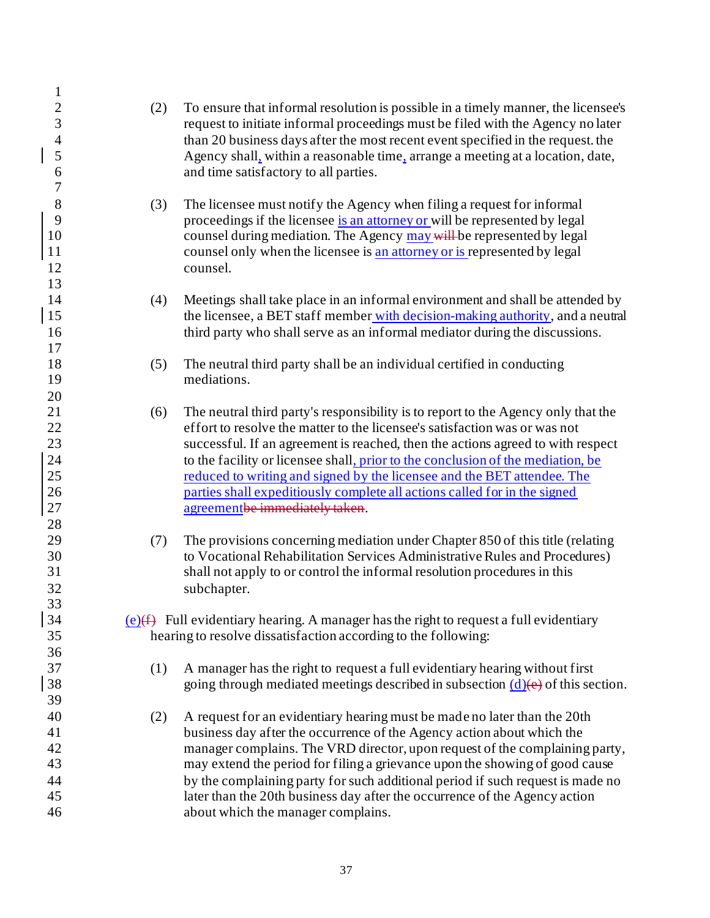(2) To ensure that informal resolution is possible in a timely manner, the licensee's request to initiate informal proceedings must be filed with the Agency no later than 20 business days after the most recent event specified in the request. the Agency shall, within a reasonable time, arrange a meeting at a location, date, and time satisfactory to all parties.

(3) The licensee must notify the Agency when filing a request for informal proceedings if the licensee is an attorney or will be represented by legal counsel during mediation. The Agency may ~~will~~ be represented by legal counsel only when the licensee is an attorney or is represented by legal counsel.

(4) Meetings shall take place in an informal environment and shall be attended by the licensee, a BET staff member with decision-making authority, and a neutral third party who shall serve as an informal mediator during the discussions.

(5) The neutral third party shall be an individual certified in conducting mediations.

(6) The neutral third party's responsibility is to report to the Agency only that the effort to resolve the matter to the licensee's satisfaction was or was not successful. If an agreement is reached, then the actions agreed to with respect to the facility or licensee shall, prior to the conclusion of the mediation, be reduced to writing and signed by the licensee and the BET attendee. The parties shall expeditiously complete all actions called for in the signed agreement~~be immediately taken~~.

(7) The provisions concerning mediation under Chapter 850 of this title (relating to Vocational Rehabilitation Services Administrative Rules and Procedures) shall not apply to or control the informal resolution procedures in this subchapter.

(e)~~(f)~~ Full evidentiary hearing. A manager has the right to request a full evidentiary hearing to resolve dissatisfaction according to the following:

(1) A manager has the right to request a full evidentiary hearing without first going through mediated meetings described in subsection (d)~~(e)~~ of this section.

(2) A request for an evidentiary hearing must be made no later than the 20th business day after the occurrence of the Agency action about which the manager complains. The VRD director, upon request of the complaining party, may extend the period for filing a grievance upon the showing of good cause by the complaining party for such additional period if such request is made no later than the 20th business day after the occurrence of the Agency action about which the manager complains.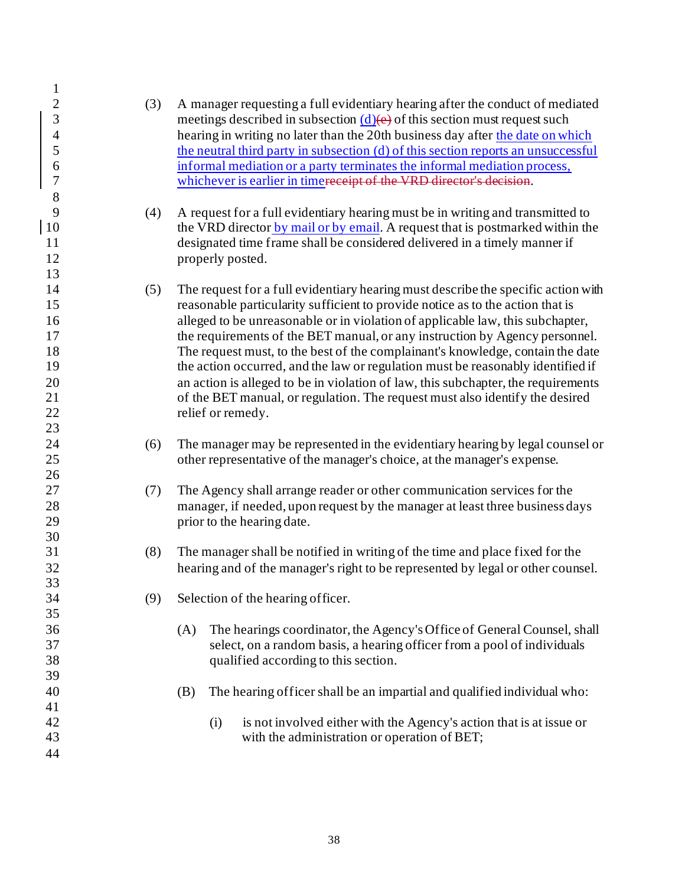(3) A manager requesting a full evidentiary hearing after the conduct of mediated meetings described in subsection (d)~~(e)~~ of this section must request such hearing in writing no later than the 20th business day after the date on which the neutral third party in subsection (d) of this section reports an unsuccessful informal mediation or a party terminates the informal mediation process, whichever is earlier in time~~receipt of the VRD director's decision~~.

(4) A request for a full evidentiary hearing must be in writing and transmitted to the VRD director by mail or by email. A request that is postmarked within the designated time frame shall be considered delivered in a timely manner if properly posted.

(5) The request for a full evidentiary hearing must describe the specific action with reasonable particularity sufficient to provide notice as to the action that is alleged to be unreasonable or in violation of applicable law, this subchapter, the requirements of the BET manual, or any instruction by Agency personnel. The request must, to the best of the complainant's knowledge, contain the date the action occurred, and the law or regulation must be reasonably identified if an action is alleged to be in violation of law, this subchapter, the requirements of the BET manual, or regulation. The request must also identify the desired relief or remedy.

(6) The manager may be represented in the evidentiary hearing by legal counsel or other representative of the manager's choice, at the manager's expense.

(7) The Agency shall arrange reader or other communication services for the manager, if needed, upon request by the manager at least three business days prior to the hearing date.

(8) The manager shall be notified in writing of the time and place fixed for the hearing and of the manager's right to be represented by legal or other counsel.

(9) Selection of the hearing officer.

(A) The hearings coordinator, the Agency's Office of General Counsel, shall select, on a random basis, a hearing officer from a pool of individuals qualified according to this section.

(B) The hearing officer shall be an impartial and qualified individual who:

(i) is not involved either with the Agency's action that is at issue or with the administration or operation of BET;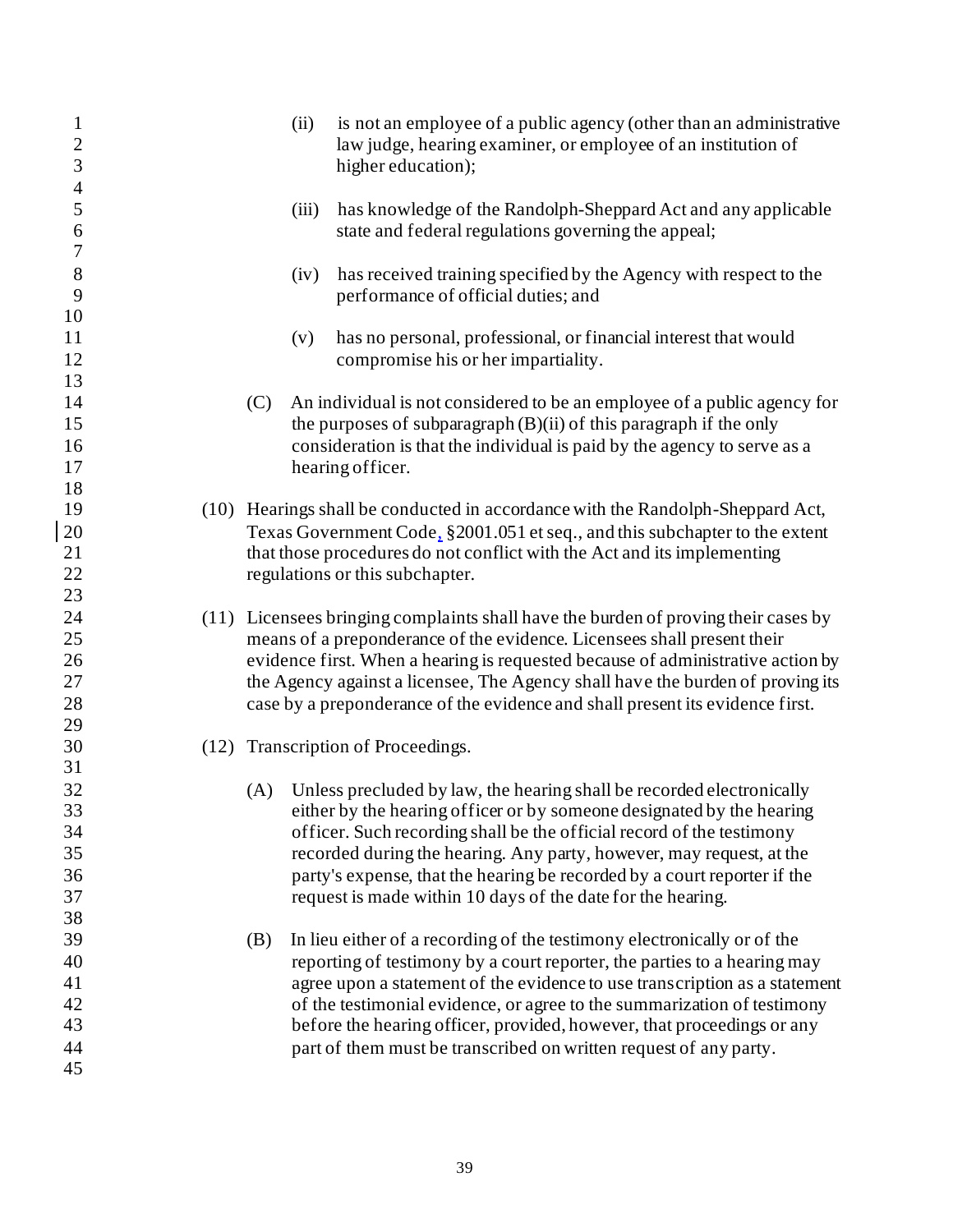(ii) is not an employee of a public agency (other than an administrative law judge, hearing examiner, or employee of an institution of higher education);

(iii) has knowledge of the Randolph-Sheppard Act and any applicable state and federal regulations governing the appeal;

(iv) has received training specified by the Agency with respect to the performance of official duties; and

(v) has no personal, professional, or financial interest that would compromise his or her impartiality.

(C) An individual is not considered to be an employee of a public agency for the purposes of subparagraph (B)(ii) of this paragraph if the only consideration is that the individual is paid by the agency to serve as a hearing officer.

(10) Hearings shall be conducted in accordance with the Randolph-Sheppard Act, Texas Government Code, §2001.051 et seq., and this subchapter to the extent that those procedures do not conflict with the Act and its implementing regulations or this subchapter.

(11) Licensees bringing complaints shall have the burden of proving their cases by means of a preponderance of the evidence. Licensees shall present their evidence first. When a hearing is requested because of administrative action by the Agency against a licensee, The Agency shall have the burden of proving its case by a preponderance of the evidence and shall present its evidence first.

(12) Transcription of Proceedings.

(A) Unless precluded by law, the hearing shall be recorded electronically either by the hearing officer or by someone designated by the hearing officer. Such recording shall be the official record of the testimony recorded during the hearing. Any party, however, may request, at the party's expense, that the hearing be recorded by a court reporter if the request is made within 10 days of the date for the hearing.

(B) In lieu either of a recording of the testimony electronically or of the reporting of testimony by a court reporter, the parties to a hearing may agree upon a statement of the evidence to use transcription as a statement of the testimonial evidence, or agree to the summarization of testimony before the hearing officer, provided, however, that proceedings or any part of them must be transcribed on written request of any party.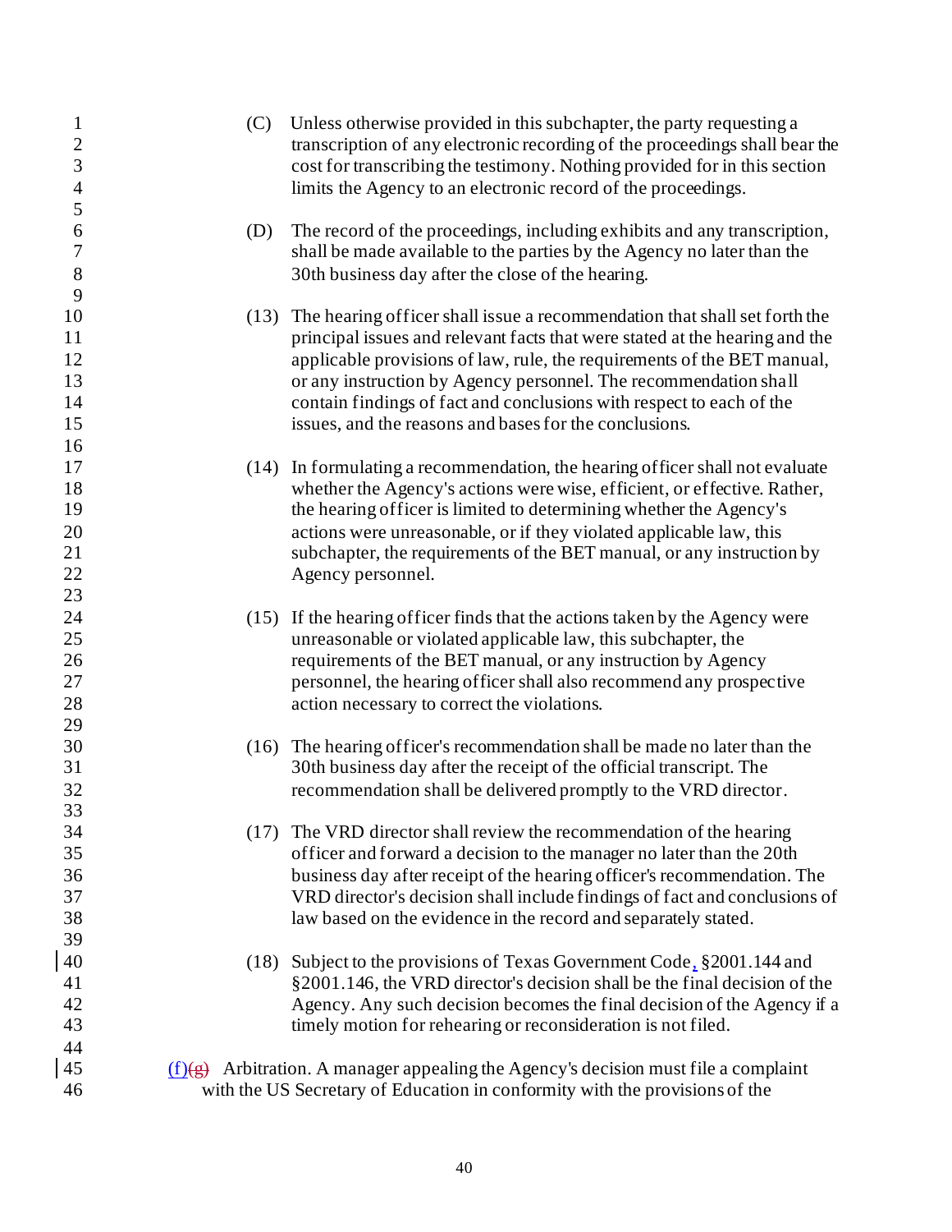(C) Unless otherwise provided in this subchapter, the party requesting a transcription of any electronic recording of the proceedings shall bear the cost for transcribing the testimony. Nothing provided for in this section limits the Agency to an electronic record of the proceedings.

(D) The record of the proceedings, including exhibits and any transcription, shall be made available to the parties by the Agency no later than the 30th business day after the close of the hearing.

(13) The hearing officer shall issue a recommendation that shall set forth the principal issues and relevant facts that were stated at the hearing and the applicable provisions of law, rule, the requirements of the BET manual, or any instruction by Agency personnel. The recommendation shall contain findings of fact and conclusions with respect to each of the issues, and the reasons and bases for the conclusions.

(14) In formulating a recommendation, the hearing officer shall not evaluate whether the Agency's actions were wise, efficient, or effective. Rather, the hearing officer is limited to determining whether the Agency's actions were unreasonable, or if they violated applicable law, this subchapter, the requirements of the BET manual, or any instruction by Agency personnel.

(15) If the hearing officer finds that the actions taken by the Agency were unreasonable or violated applicable law, this subchapter, the requirements of the BET manual, or any instruction by Agency personnel, the hearing officer shall also recommend any prospective action necessary to correct the violations.

(16) The hearing officer's recommendation shall be made no later than the 30th business day after the receipt of the official transcript. The recommendation shall be delivered promptly to the VRD director.

(17) The VRD director shall review the recommendation of the hearing officer and forward a decision to the manager no later than the 20th business day after receipt of the hearing officer's recommendation. The VRD director's decision shall include findings of fact and conclusions of law based on the evidence in the record and separately stated.

(18) Subject to the provisions of Texas Government Code, §2001.144 and §2001.146, the VRD director's decision shall be the final decision of the Agency. Any such decision becomes the final decision of the Agency if a timely motion for rehearing or reconsideration is not filed.

(f)~~(g)~~ Arbitration. A manager appealing the Agency's decision must file a complaint with the US Secretary of Education in conformity with the provisions of the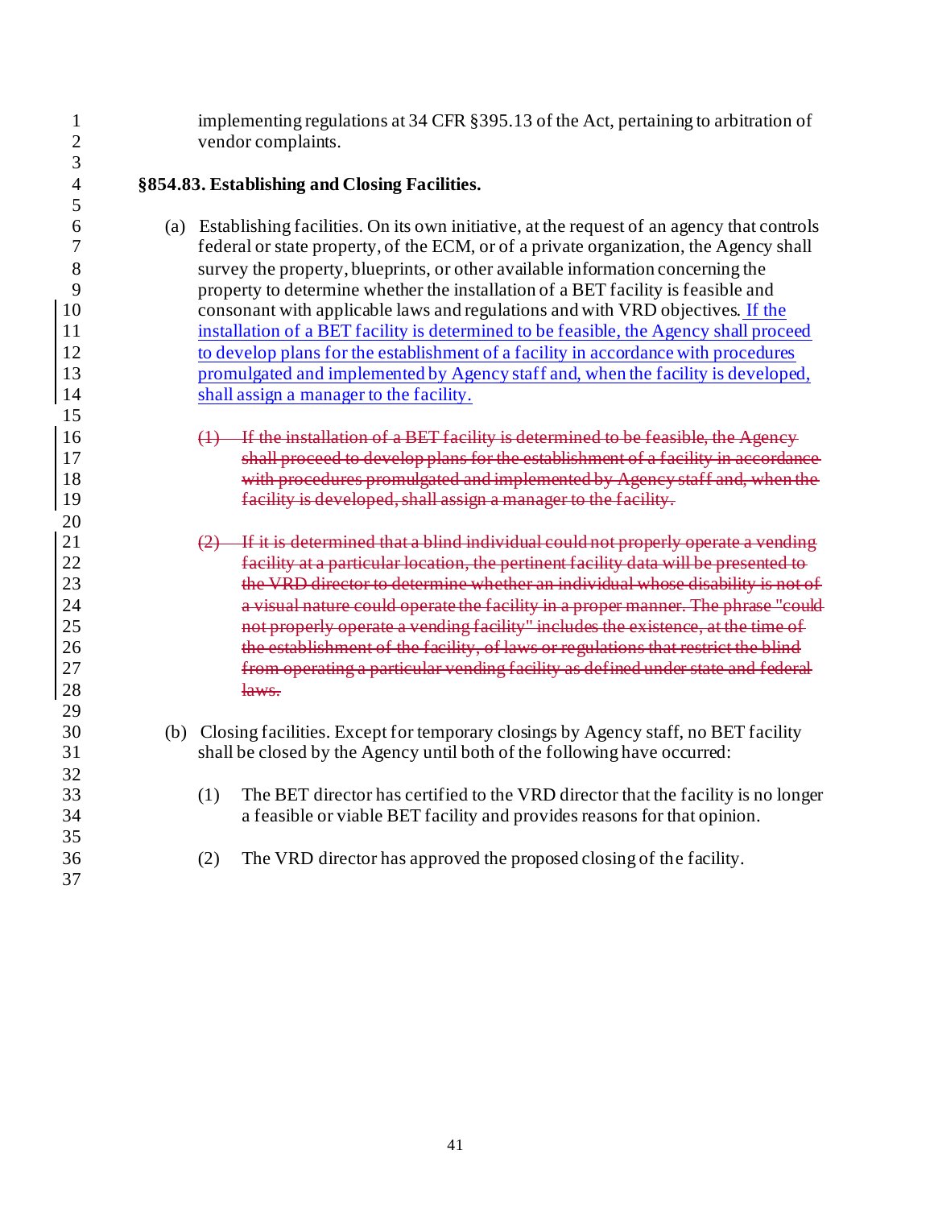implementing regulations at 34 CFR §395.13 of the Act, pertaining to arbitration of vendor complaints.

**§854.83. Establishing and Closing Facilities.**

(a) Establishing facilities. On its own initiative, at the request of an agency that controls federal or state property, of the ECM, or of a private organization, the Agency shall survey the property, blueprints, or other available information concerning the property to determine whether the installation of a BET facility is feasible and consonant with applicable laws and regulations and with VRD objectives. <u>If the installation of a BET facility is determined to be feasible, the Agency shall proceed to develop plans for the establishment of a facility in accordance with procedures promulgated and implemented by Agency staff and, when the facility is developed, shall assign a manager to the facility.</u>

~~(1) If the installation of a BET facility is determined to be feasible, the Agency shall proceed to develop plans for the establishment of a facility in accordance with procedures promulgated and implemented by Agency staff and, when the facility is developed, shall assign a manager to the facility.~~

~~(2) If it is determined that a blind individual could not properly operate a vending facility at a particular location, the pertinent facility data will be presented to the VRD director to determine whether an individual whose disability is not of a visual nature could operate the facility in a proper manner. The phrase "could not properly operate a vending facility" includes the existence, at the time of the establishment of the facility, of laws or regulations that restrict the blind from operating a particular vending facility as defined under state and federal laws.~~

(b) Closing facilities. Except for temporary closings by Agency staff, no BET facility shall be closed by the Agency until both of the following have occurred:

(1) The BET director has certified to the VRD director that the facility is no longer a feasible or viable BET facility and provides reasons for that opinion.

(2) The VRD director has approved the proposed closing of the facility.